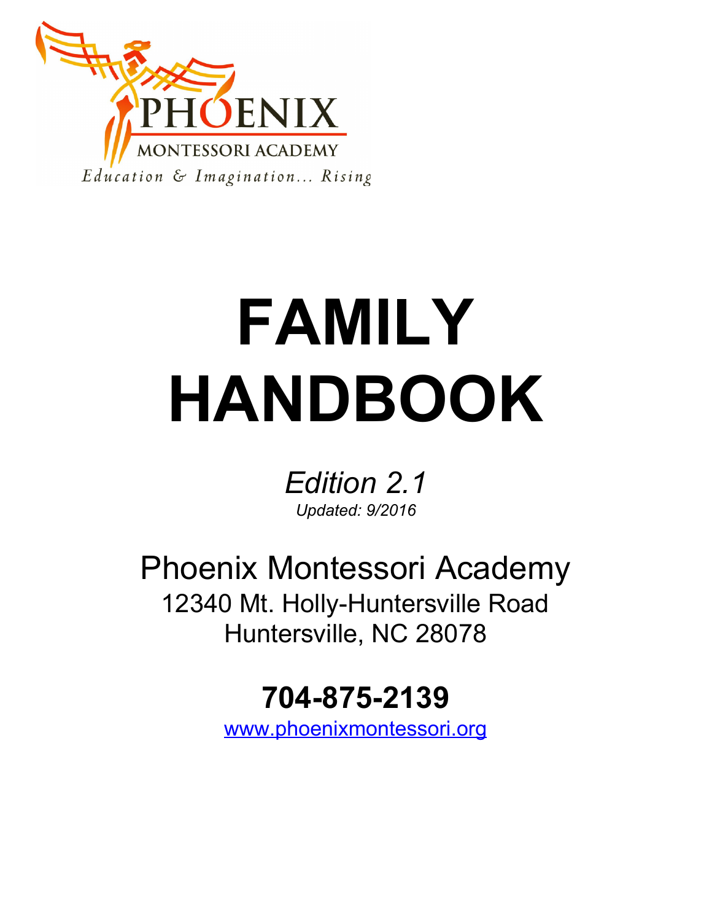PHOENIX

MONTESSORI ACADEMY

*Education & Imagination... Rising*

# FAMILY HANDBOOK

*Edition 2.1*

*Updated: 9/2016*

Phoenix Montessori Academy

12340 Mt. Holly-Huntersville Road

Huntersville, NC 28078

**704-875-2139**

www.phoenixmontessori.org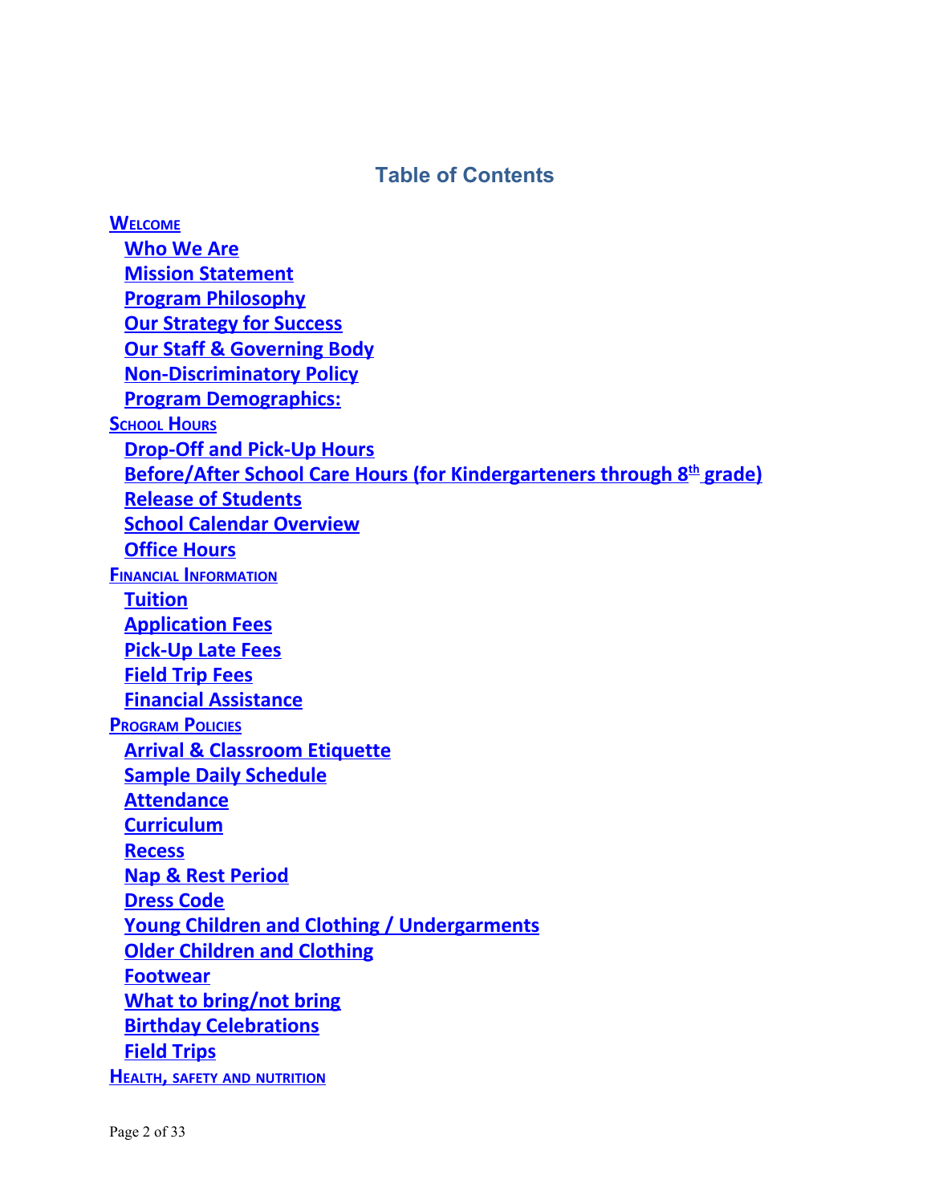# Table of Contents

**WELCOME**

- Who We Are
- Mission Statement
- Program Philosophy
- Our Strategy for Success
- Our Staff & Governing Body
- Non-Discriminatory Policy
- Program Demographics:

**SCHOOL HOURS**

- Drop-Off and Pick-Up Hours
- Before/After School Care Hours (for Kindergarteners through 8th grade)
- Release of Students
- School Calendar Overview
- Office Hours

**FINANCIAL INFORMATION**

- Tuition
- Application Fees
- Pick-Up Late Fees
- Field Trip Fees
- Financial Assistance

**PROGRAM POLICIES**

- Arrival & Classroom Etiquette
- Sample Daily Schedule
- Attendance
- Curriculum
- Recess
- Nap & Rest Period
- Dress Code
- Young Children and Clothing / Undergarments
- Older Children and Clothing
- Footwear
- What to bring/not bring
- Birthday Celebrations
- Field Trips

**HEALTH, SAFETY AND NUTRITION**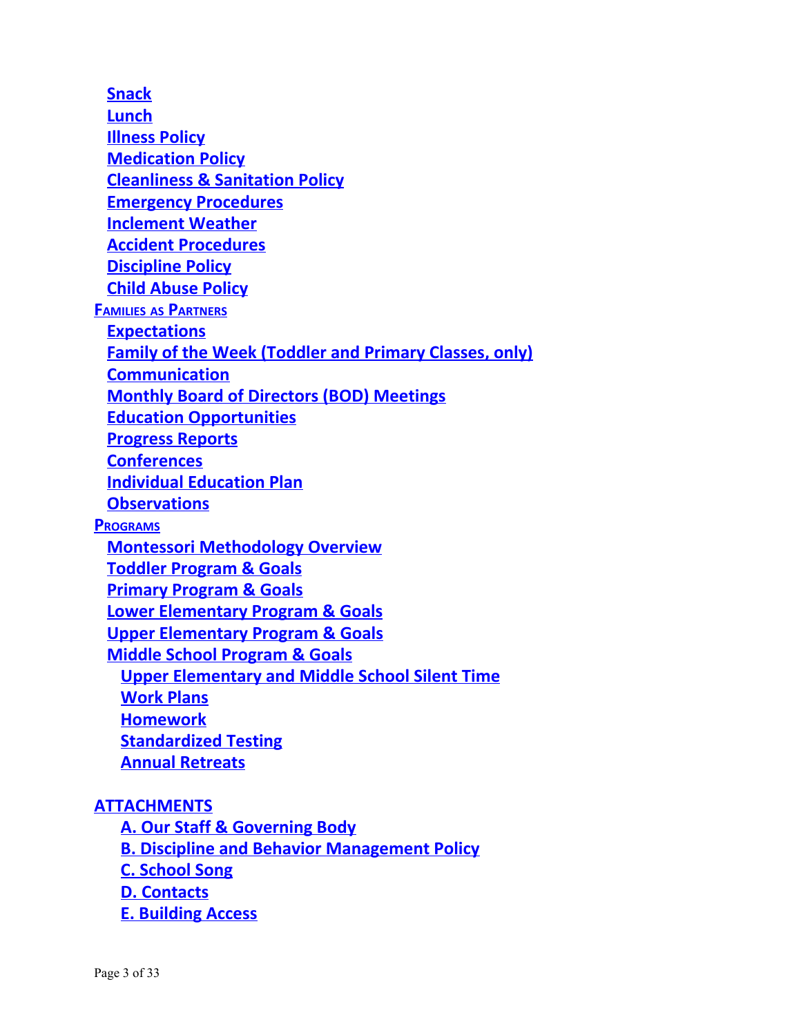- [Snack]
- [Lunch]
- [Illness Policy]
- [Medication Policy]
- [Cleanliness & Sanitation Policy]
- [Emergency Procedures]
- [Inclement Weather]
- [Accident Procedures]
- [Discipline Policy]
- [Child Abuse Policy]

**Families as Partners**

- Expectations
- Family of the Week (Toddler and Primary Classes, only)
- Communication
- Monthly Board of Directors (BOD) Meetings
- Education Opportunities
- Progress Reports
- Conferences
- Individual Education Plan
- Observations

**Programs**

- Montessori Methodology Overview
- Toddler Program & Goals
- Primary Program & Goals
- Lower Elementary Program & Goals
- Upper Elementary Program & Goals
- Middle School Program & Goals
  - Upper Elementary and Middle School Silent Time
  - Work Plans
  - Homework
  - Standardized Testing
  - Annual Retreats

**ATTACHMENTS**

- A. Our Staff & Governing Body
- B. Discipline and Behavior Management Policy
- C. School Song
- D. Contacts
- E. Building Access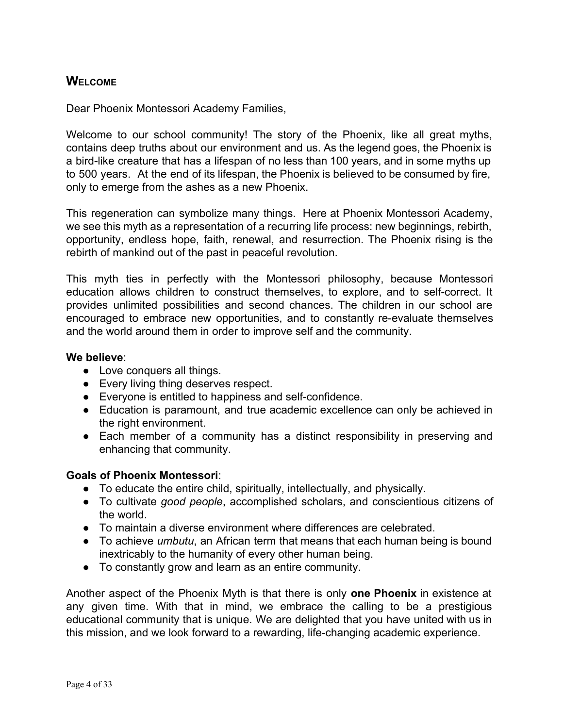## Welcome

Dear Phoenix Montessori Academy Families,

Welcome to our school community! The story of the Phoenix, like all great myths, contains deep truths about our environment and us. As the legend goes, the Phoenix is a bird-like creature that has a lifespan of no less than 100 years, and in some myths up to 500 years. At the end of its lifespan, the Phoenix is believed to be consumed by fire, only to emerge from the ashes as a new Phoenix.

This regeneration can symbolize many things. Here at Phoenix Montessori Academy, we see this myth as a representation of a recurring life process: new beginnings, rebirth, opportunity, endless hope, faith, renewal, and resurrection. The Phoenix rising is the rebirth of mankind out of the past in peaceful revolution.

This myth ties in perfectly with the Montessori philosophy, because Montessori education allows children to construct themselves, to explore, and to self-correct. It provides unlimited possibilities and second chances. The children in our school are encouraged to embrace new opportunities, and to constantly re-evaluate themselves and the world around them in order to improve self and the community.

**We believe**:

- Love conquers all things.
- Every living thing deserves respect.
- Everyone is entitled to happiness and self-confidence.
- Education is paramount, and true academic excellence can only be achieved in the right environment.
- Each member of a community has a distinct responsibility in preserving and enhancing that community.

**Goals of Phoenix Montessori**:

- To educate the entire child, spiritually, intellectually, and physically.
- To cultivate *good people*, accomplished scholars, and conscientious citizens of the world.
- To maintain a diverse environment where differences are celebrated.
- To achieve *umbutu*, an African term that means that each human being is bound inextricably to the humanity of every other human being.
- To constantly grow and learn as an entire community.

Another aspect of the Phoenix Myth is that there is only **one Phoenix** in existence at any given time. With that in mind, we embrace the calling to be a prestigious educational community that is unique. We are delighted that you have united with us in this mission, and we look forward to a rewarding, life-changing academic experience.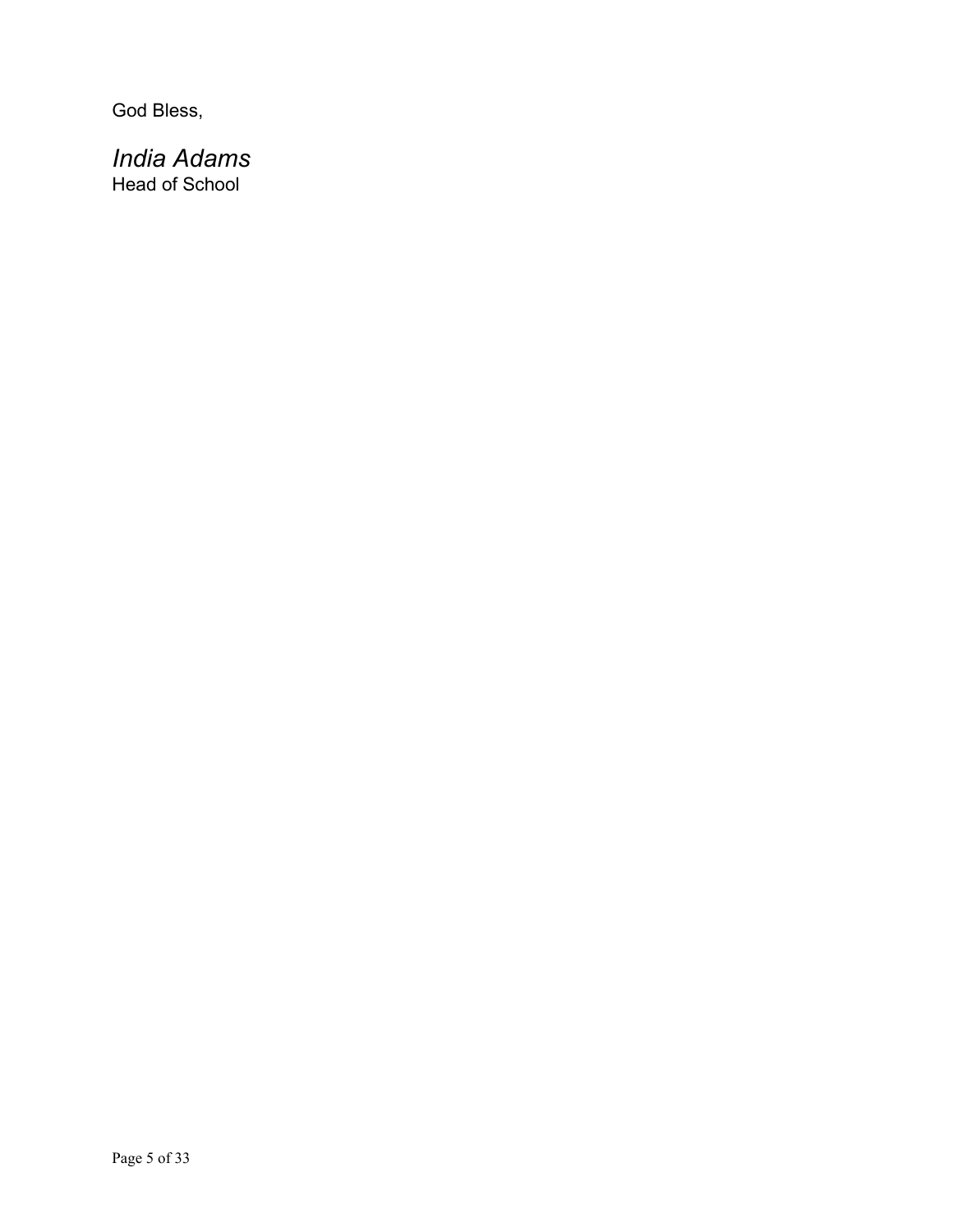God Bless,

*India Adams*
Head of School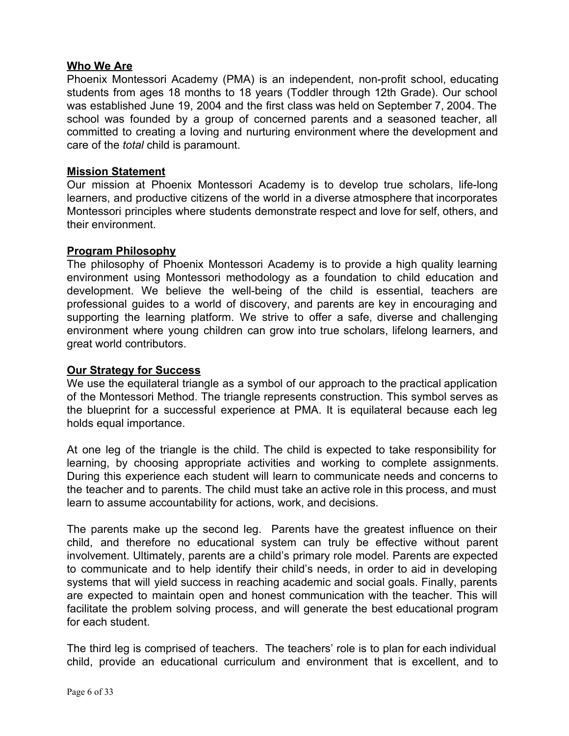## Who We Are

Phoenix Montessori Academy (PMA) is an independent, non-profit school, educating students from ages 18 months to 18 years (Toddler through 12th Grade). Our school was established June 19, 2004 and the first class was held on September 7, 2004. The school was founded by a group of concerned parents and a seasoned teacher, all committed to creating a loving and nurturing environment where the development and care of the *total* child is paramount.

## Mission Statement

Our mission at Phoenix Montessori Academy is to develop true scholars, life-long learners, and productive citizens of the world in a diverse atmosphere that incorporates Montessori principles where students demonstrate respect and love for self, others, and their environment.

## Program Philosophy

The philosophy of Phoenix Montessori Academy is to provide a high quality learning environment using Montessori methodology as a foundation to child education and development. We believe the well-being of the child is essential, teachers are professional guides to a world of discovery, and parents are key in encouraging and supporting the learning platform. We strive to offer a safe, diverse and challenging environment where young children can grow into true scholars, lifelong learners, and great world contributors.

## Our Strategy for Success

We use the equilateral triangle as a symbol of our approach to the practical application of the Montessori Method. The triangle represents construction. This symbol serves as the blueprint for a successful experience at PMA. It is equilateral because each leg holds equal importance.

At one leg of the triangle is the child. The child is expected to take responsibility for learning, by choosing appropriate activities and working to complete assignments. During this experience each student will learn to communicate needs and concerns to the teacher and to parents. The child must take an active role in this process, and must learn to assume accountability for actions, work, and decisions.

The parents make up the second leg. Parents have the greatest influence on their child, and therefore no educational system can truly be effective without parent involvement. Ultimately, parents are a child's primary role model. Parents are expected to communicate and to help identify their child's needs, in order to aid in developing systems that will yield success in reaching academic and social goals. Finally, parents are expected to maintain open and honest communication with the teacher. This will facilitate the problem solving process, and will generate the best educational program for each student.

The third leg is comprised of teachers. The teachers' role is to plan for each individual child, provide an educational curriculum and environment that is excellent, and to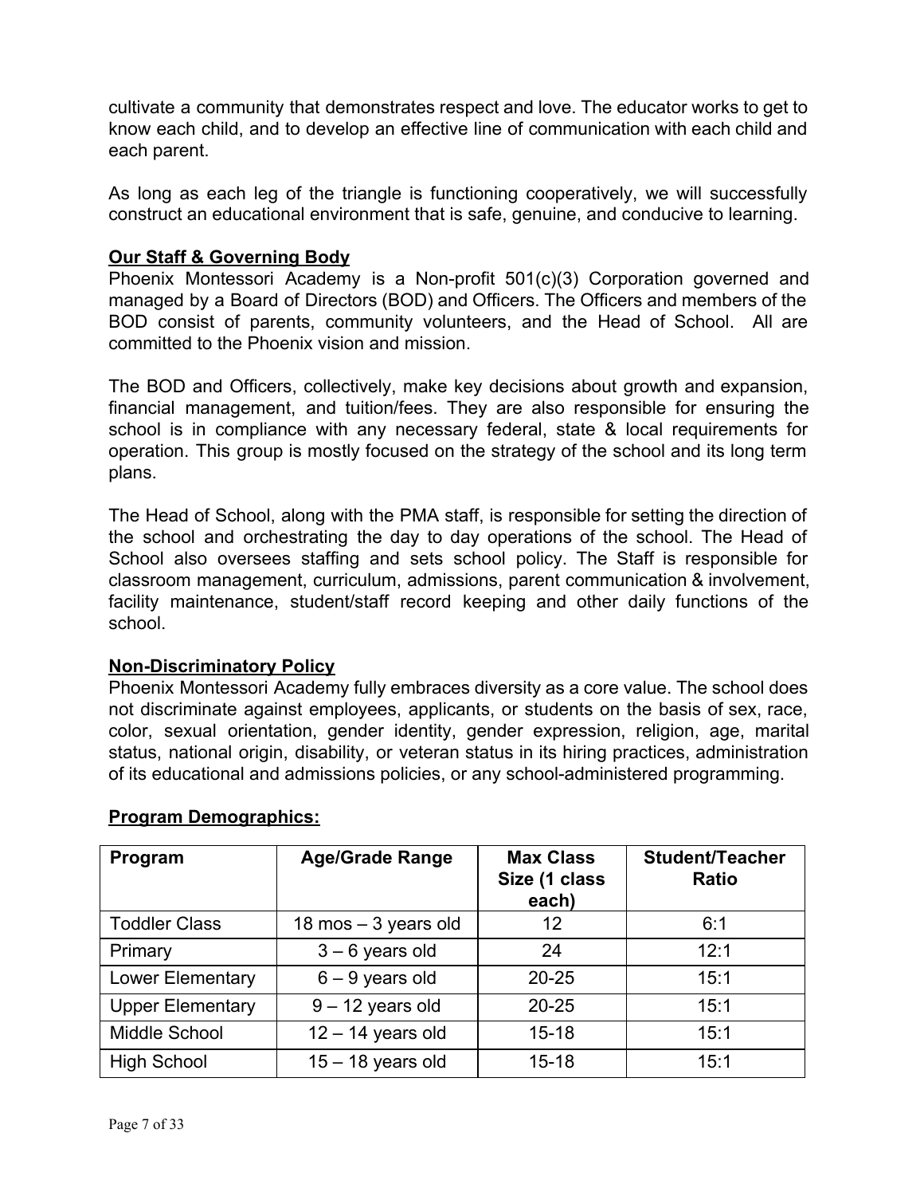cultivate a community that demonstrates respect and love. The educator works to get to know each child, and to develop an effective line of communication with each child and each parent.

As long as each leg of the triangle is functioning cooperatively, we will successfully construct an educational environment that is safe, genuine, and conducive to learning.

## Our Staff & Governing Body

Phoenix Montessori Academy is a Non-profit 501(c)(3) Corporation governed and managed by a Board of Directors (BOD) and Officers. The Officers and members of the BOD consist of parents, community volunteers, and the Head of School. All are committed to the Phoenix vision and mission.

The BOD and Officers, collectively, make key decisions about growth and expansion, financial management, and tuition/fees. They are also responsible for ensuring the school is in compliance with any necessary federal, state & local requirements for operation. This group is mostly focused on the strategy of the school and its long term plans.

The Head of School, along with the PMA staff, is responsible for setting the direction of the school and orchestrating the day to day operations of the school. The Head of School also oversees staffing and sets school policy. The Staff is responsible for classroom management, curriculum, admissions, parent communication & involvement, facility maintenance, student/staff record keeping and other daily functions of the school.

## Non-Discriminatory Policy

Phoenix Montessori Academy fully embraces diversity as a core value. The school does not discriminate against employees, applicants, or students on the basis of sex, race, color, sexual orientation, gender identity, gender expression, religion, age, marital status, national origin, disability, or veteran status in its hiring practices, administration of its educational and admissions policies, or any school-administered programming.

## Program Demographics:

| Program | Age/Grade Range | Max Class Size (1 class each) | Student/Teacher Ratio |
|---|---|---|---|
| Toddler Class | 18 mos – 3 years old | 12 | 6:1 |
| Primary | 3 – 6 years old | 24 | 12:1 |
| Lower Elementary | 6 – 9 years old | 20-25 | 15:1 |
| Upper Elementary | 9 – 12 years old | 20-25 | 15:1 |
| Middle School | 12 – 14 years old | 15-18 | 15:1 |
| High School | 15 – 18 years old | 15-18 | 15:1 |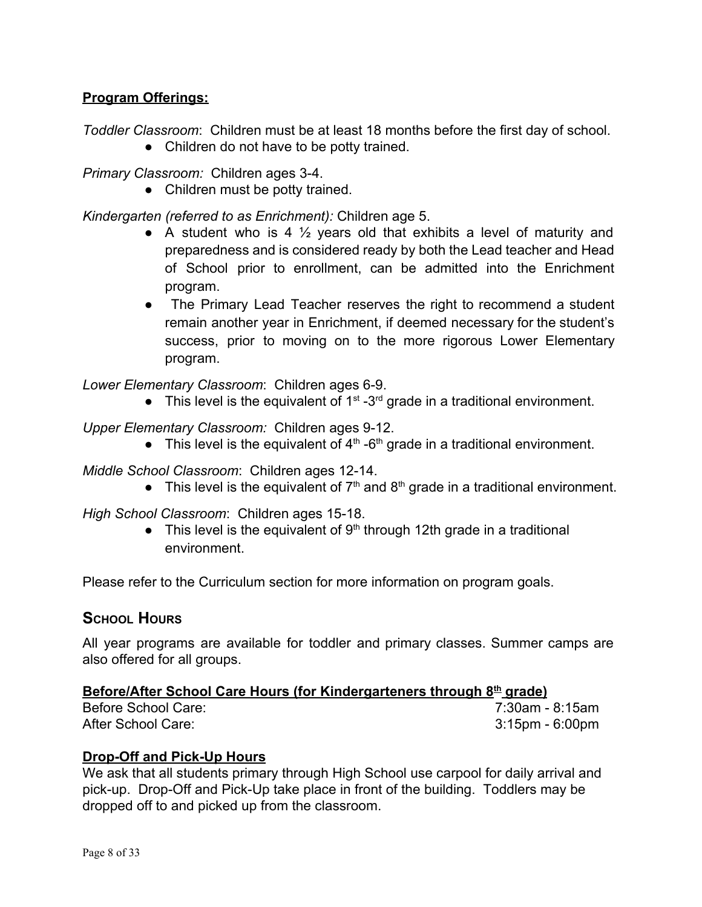**Program Offerings:**

*Toddler Classroom*: Children must be at least 18 months before the first day of school.

- Children do not have to be potty trained.

*Primary Classroom:* Children ages 3-4.

- Children must be potty trained.

*Kindergarten (referred to as Enrichment):* Children age 5.

- A student who is 4 ½ years old that exhibits a level of maturity and preparedness and is considered ready by both the Lead teacher and Head of School prior to enrollment, can be admitted into the Enrichment program.
- The Primary Lead Teacher reserves the right to recommend a student remain another year in Enrichment, if deemed necessary for the student's success, prior to moving on to the more rigorous Lower Elementary program.

*Lower Elementary Classroom*: Children ages 6-9.

- This level is the equivalent of 1st -3rd grade in a traditional environment.

*Upper Elementary Classroom:* Children ages 9-12.

- This level is the equivalent of 4th -6th grade in a traditional environment.

*Middle School Classroom*: Children ages 12-14.

- This level is the equivalent of 7th and 8th grade in a traditional environment.

*High School Classroom*: Children ages 15-18.

- This level is the equivalent of 9th through 12th grade in a traditional environment.

Please refer to the Curriculum section for more information on program goals.

## School Hours

All year programs are available for toddler and primary classes. Summer camps are also offered for all groups.

**Before/After School Care Hours (for Kindergarteners through 8th grade)**

| | |
|---|---|
| Before School Care: | 7:30am - 8:15am |
| After School Care: | 3:15pm - 6:00pm |

**Drop-Off and Pick-Up Hours**

We ask that all students primary through High School use carpool for daily arrival and pick-up. Drop-Off and Pick-Up take place in front of the building. Toddlers may be dropped off to and picked up from the classroom.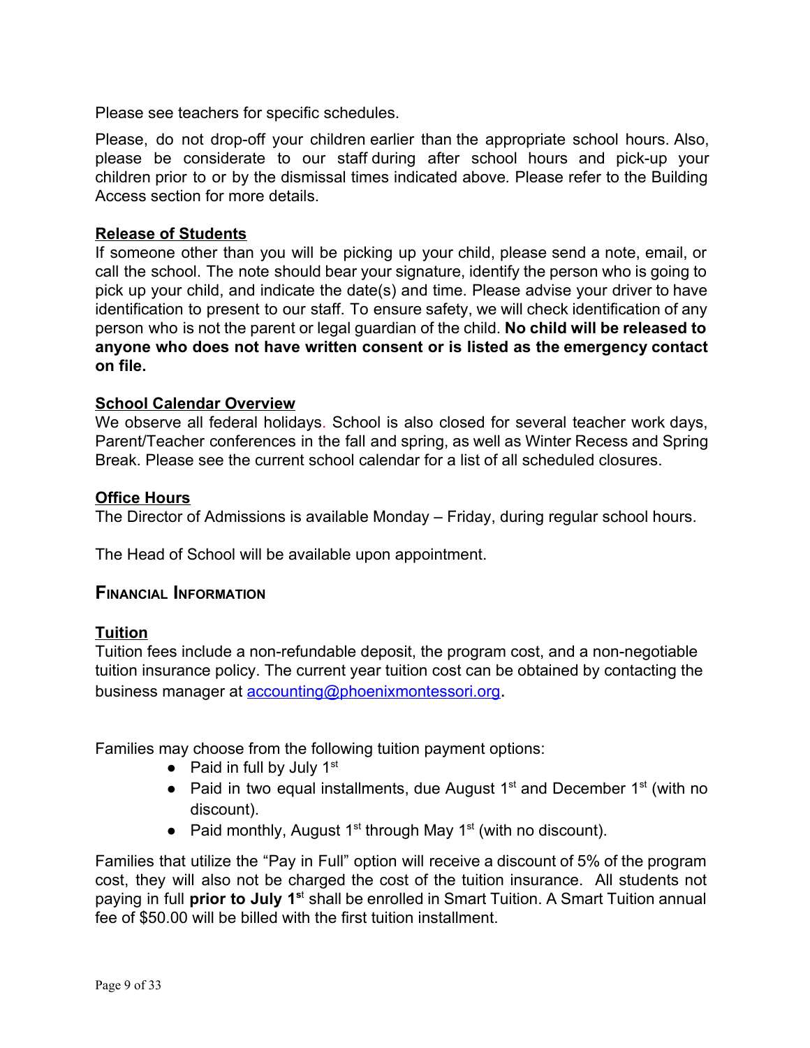Please see teachers for specific schedules.

Please, do not drop-off your children earlier than the appropriate school hours. Also, please be considerate to our staff during after school hours and pick-up your children prior to or by the dismissal times indicated above. Please refer to the Building Access section for more details.

### Release of Students

If someone other than you will be picking up your child, please send a note, email, or call the school. The note should bear your signature, identify the person who is going to pick up your child, and indicate the date(s) and time. Please advise your driver to have identification to present to our staff. To ensure safety, we will check identification of any person who is not the parent or legal guardian of the child. **No child will be released to anyone who does not have written consent or is listed as the emergency contact on file.**

### School Calendar Overview

We observe all federal holidays. School is also closed for several teacher work days, Parent/Teacher conferences in the fall and spring, as well as Winter Recess and Spring Break. Please see the current school calendar for a list of all scheduled closures.

### Office Hours

The Director of Admissions is available Monday – Friday, during regular school hours.

The Head of School will be available upon appointment.

## Financial Information

### Tuition

Tuition fees include a non-refundable deposit, the program cost, and a non-negotiable tuition insurance policy. The current year tuition cost can be obtained by contacting the business manager at accounting@phoenixmontessori.org.

Families may choose from the following tuition payment options:

- Paid in full by July 1st
- Paid in two equal installments, due August 1st and December 1st (with no discount).
- Paid monthly, August 1st through May 1st (with no discount).

Families that utilize the "Pay in Full" option will receive a discount of 5% of the program cost, they will also not be charged the cost of the tuition insurance. All students not paying in full **prior to July 1st** shall be enrolled in Smart Tuition. A Smart Tuition annual fee of $50.00 will be billed with the first tuition installment.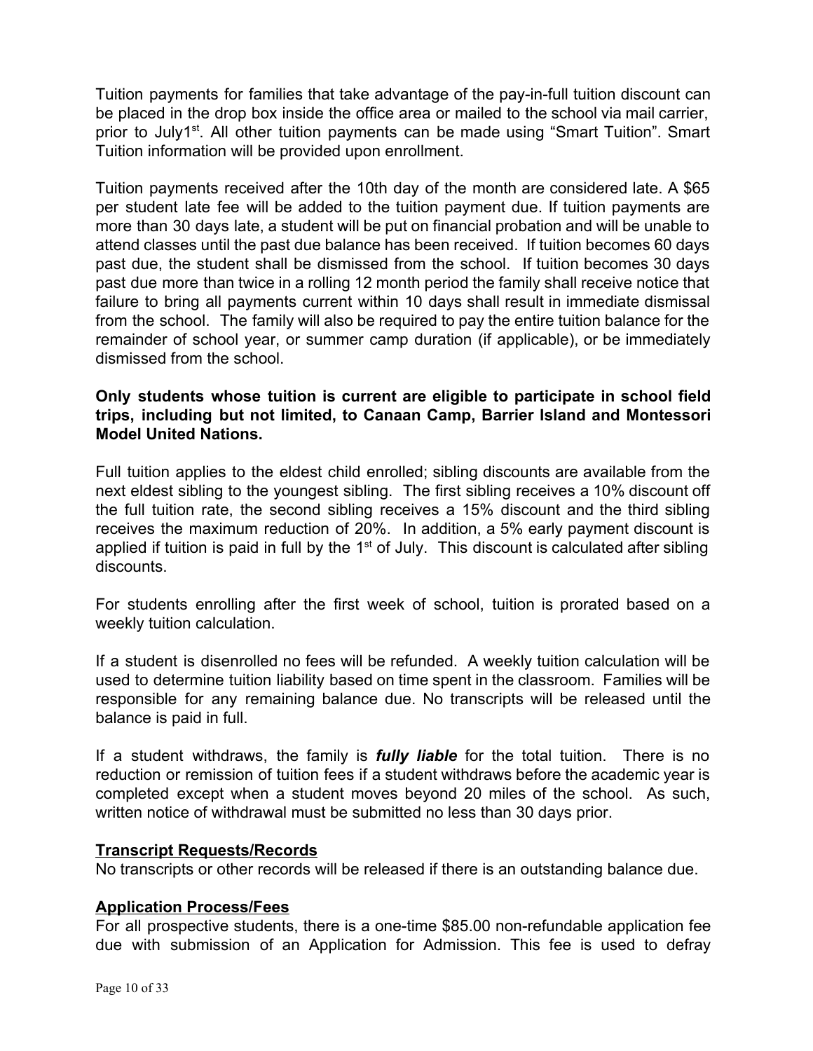Tuition payments for families that take advantage of the pay-in-full tuition discount can be placed in the drop box inside the office area or mailed to the school via mail carrier, prior to July1st. All other tuition payments can be made using "Smart Tuition". Smart Tuition information will be provided upon enrollment.

Tuition payments received after the 10th day of the month are considered late. A $65 per student late fee will be added to the tuition payment due. If tuition payments are more than 30 days late, a student will be put on financial probation and will be unable to attend classes until the past due balance has been received. If tuition becomes 60 days past due, the student shall be dismissed from the school. If tuition becomes 30 days past due more than twice in a rolling 12 month period the family shall receive notice that failure to bring all payments current within 10 days shall result in immediate dismissal from the school. The family will also be required to pay the entire tuition balance for the remainder of school year, or summer camp duration (if applicable), or be immediately dismissed from the school.

**Only students whose tuition is current are eligible to participate in school field trips, including but not limited, to Canaan Camp, Barrier Island and Montessori Model United Nations.**

Full tuition applies to the eldest child enrolled; sibling discounts are available from the next eldest sibling to the youngest sibling. The first sibling receives a 10% discount off the full tuition rate, the second sibling receives a 15% discount and the third sibling receives the maximum reduction of 20%. In addition, a 5% early payment discount is applied if tuition is paid in full by the 1st of July. This discount is calculated after sibling discounts.

For students enrolling after the first week of school, tuition is prorated based on a weekly tuition calculation.

If a student is disenrolled no fees will be refunded. A weekly tuition calculation will be used to determine tuition liability based on time spent in the classroom. Families will be responsible for any remaining balance due. No transcripts will be released until the balance is paid in full.

If a student withdraws, the family is ***fully liable*** for the total tuition. There is no reduction or remission of tuition fees if a student withdraws before the academic year is completed except when a student moves beyond 20 miles of the school. As such, written notice of withdrawal must be submitted no less than 30 days prior.

**Transcript Requests/Records**

No transcripts or other records will be released if there is an outstanding balance due.

**Application Process/Fees**

For all prospective students, there is a one-time $85.00 non-refundable application fee due with submission of an Application for Admission. This fee is used to defray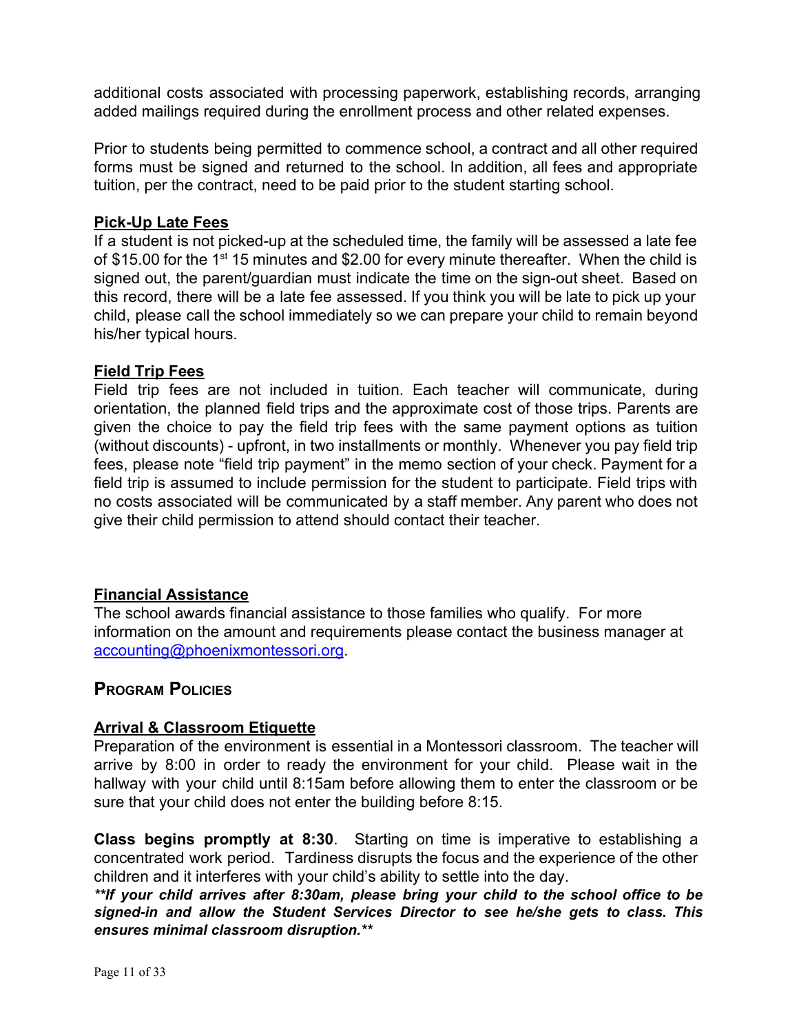additional costs associated with processing paperwork, establishing records, arranging added mailings required during the enrollment process and other related expenses.

Prior to students being permitted to commence school, a contract and all other required forms must be signed and returned to the school. In addition, all fees and appropriate tuition, per the contract, need to be paid prior to the student starting school.

### Pick-Up Late Fees

If a student is not picked-up at the scheduled time, the family will be assessed a late fee of $15.00 for the 1st 15 minutes and $2.00 for every minute thereafter. When the child is signed out, the parent/guardian must indicate the time on the sign-out sheet. Based on this record, there will be a late fee assessed. If you think you will be late to pick up your child, please call the school immediately so we can prepare your child to remain beyond his/her typical hours.

### Field Trip Fees

Field trip fees are not included in tuition. Each teacher will communicate, during orientation, the planned field trips and the approximate cost of those trips. Parents are given the choice to pay the field trip fees with the same payment options as tuition (without discounts) - upfront, in two installments or monthly. Whenever you pay field trip fees, please note "field trip payment" in the memo section of your check. Payment for a field trip is assumed to include permission for the student to participate. Field trips with no costs associated will be communicated by a staff member. Any parent who does not give their child permission to attend should contact their teacher.

### Financial Assistance

The school awards financial assistance to those families who qualify. For more information on the amount and requirements please contact the business manager at accounting@phoenixmontessori.org.

## Program Policies

### Arrival & Classroom Etiquette

Preparation of the environment is essential in a Montessori classroom. The teacher will arrive by 8:00 in order to ready the environment for your child. Please wait in the hallway with your child until 8:15am before allowing them to enter the classroom or be sure that your child does not enter the building before 8:15.

**Class begins promptly at 8:30**. Starting on time is imperative to establishing a concentrated work period. Tardiness disrupts the focus and the experience of the other children and it interferes with your child's ability to settle into the day.

***\*\*If your child arrives after 8:30am, please bring your child to the school office to be signed-in and allow the Student Services Director to see he/she gets to class. This ensures minimal classroom disruption.\*\****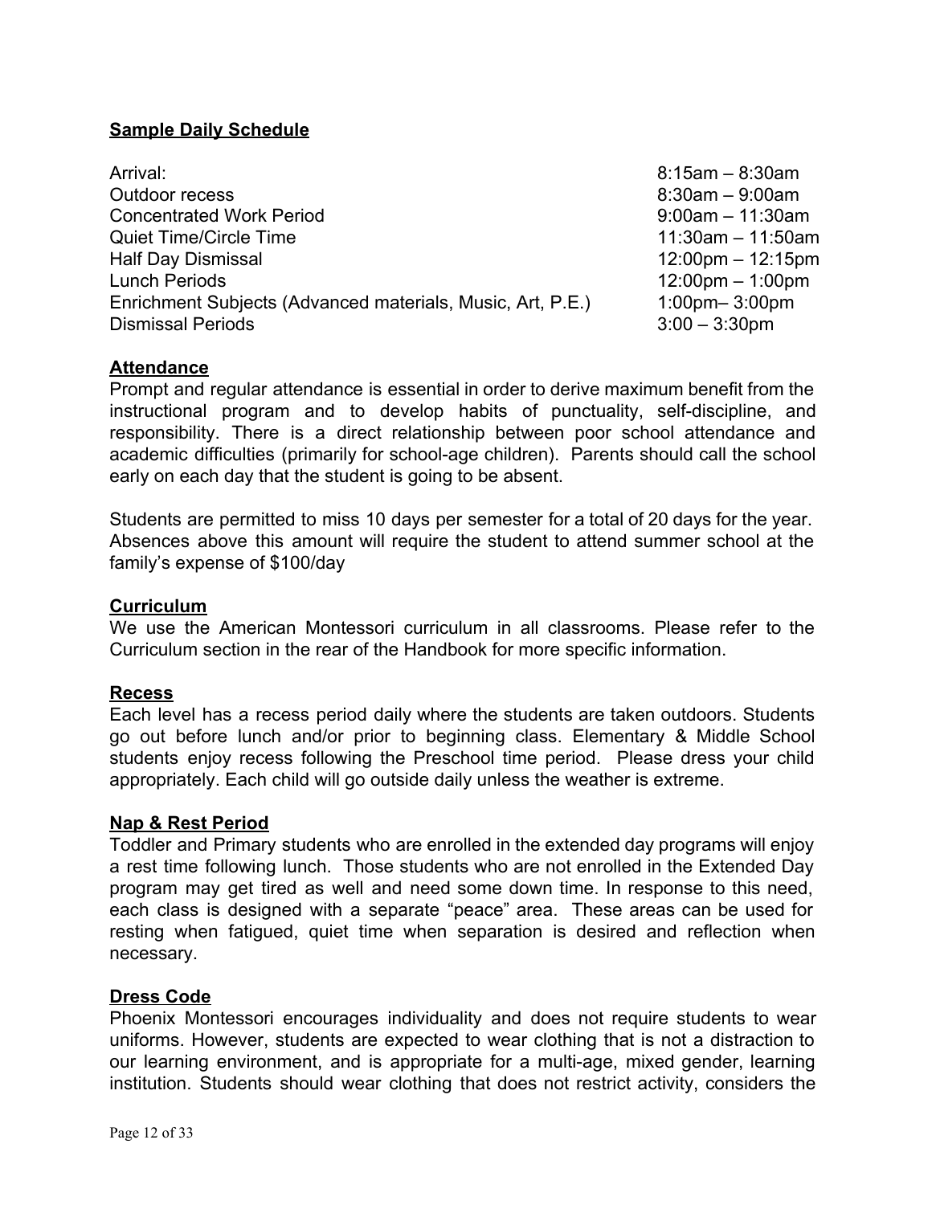**Sample Daily Schedule**

| | |
|---|---|
| Arrival: | 8:15am – 8:30am |
| Outdoor recess | 8:30am – 9:00am |
| Concentrated Work Period | 9:00am – 11:30am |
| Quiet Time/Circle Time | 11:30am – 11:50am |
| Half Day Dismissal | 12:00pm – 12:15pm |
| Lunch Periods | 12:00pm – 1:00pm |
| Enrichment Subjects (Advanced materials, Music, Art, P.E.) | 1:00pm– 3:00pm |
| Dismissal Periods | 3:00 – 3:30pm |

**Attendance**

Prompt and regular attendance is essential in order to derive maximum benefit from the instructional program and to develop habits of punctuality, self-discipline, and responsibility. There is a direct relationship between poor school attendance and academic difficulties (primarily for school-age children). Parents should call the school early on each day that the student is going to be absent.

Students are permitted to miss 10 days per semester for a total of 20 days for the year. Absences above this amount will require the student to attend summer school at the family's expense of $100/day

**Curriculum**

We use the American Montessori curriculum in all classrooms. Please refer to the Curriculum section in the rear of the Handbook for more specific information.

**Recess**

Each level has a recess period daily where the students are taken outdoors. Students go out before lunch and/or prior to beginning class. Elementary & Middle School students enjoy recess following the Preschool time period. Please dress your child appropriately. Each child will go outside daily unless the weather is extreme.

**Nap & Rest Period**

Toddler and Primary students who are enrolled in the extended day programs will enjoy a rest time following lunch. Those students who are not enrolled in the Extended Day program may get tired as well and need some down time. In response to this need, each class is designed with a separate "peace" area. These areas can be used for resting when fatigued, quiet time when separation is desired and reflection when necessary.

**Dress Code**

Phoenix Montessori encourages individuality and does not require students to wear uniforms. However, students are expected to wear clothing that is not a distraction to our learning environment, and is appropriate for a multi-age, mixed gender, learning institution. Students should wear clothing that does not restrict activity, considers the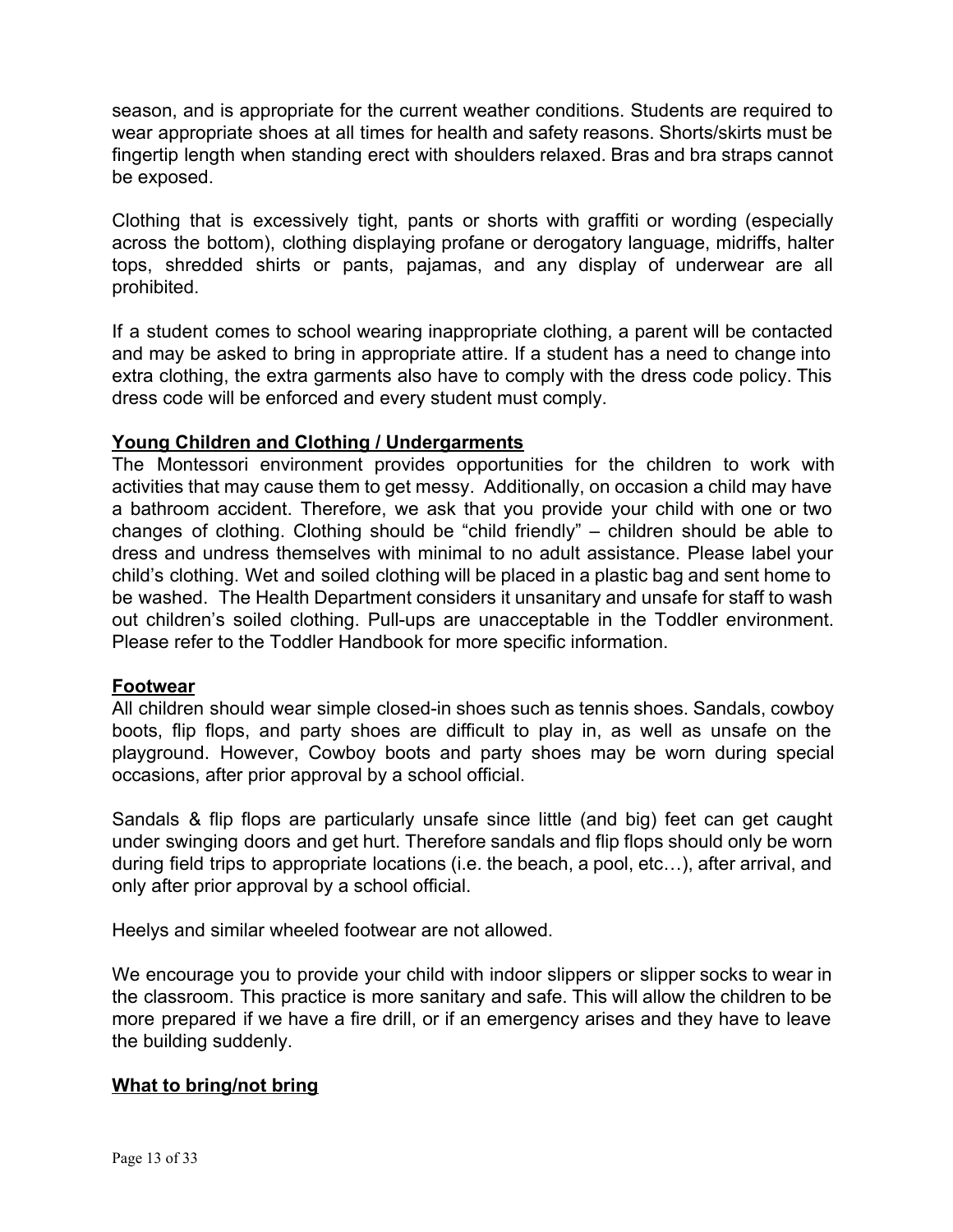season, and is appropriate for the current weather conditions. Students are required to wear appropriate shoes at all times for health and safety reasons. Shorts/skirts must be fingertip length when standing erect with shoulders relaxed. Bras and bra straps cannot be exposed.

Clothing that is excessively tight, pants or shorts with graffiti or wording (especially across the bottom), clothing displaying profane or derogatory language, midriffs, halter tops, shredded shirts or pants, pajamas, and any display of underwear are all prohibited.

If a student comes to school wearing inappropriate clothing, a parent will be contacted and may be asked to bring in appropriate attire. If a student has a need to change into extra clothing, the extra garments also have to comply with the dress code policy. This dress code will be enforced and every student must comply.

## Young Children and Clothing / Undergarments

The Montessori environment provides opportunities for the children to work with activities that may cause them to get messy. Additionally, on occasion a child may have a bathroom accident. Therefore, we ask that you provide your child with one or two changes of clothing. Clothing should be "child friendly" – children should be able to dress and undress themselves with minimal to no adult assistance. Please label your child's clothing. Wet and soiled clothing will be placed in a plastic bag and sent home to be washed. The Health Department considers it unsanitary and unsafe for staff to wash out children's soiled clothing. Pull-ups are unacceptable in the Toddler environment. Please refer to the Toddler Handbook for more specific information.

## Footwear

All children should wear simple closed-in shoes such as tennis shoes. Sandals, cowboy boots, flip flops, and party shoes are difficult to play in, as well as unsafe on the playground. However, Cowboy boots and party shoes may be worn during special occasions, after prior approval by a school official.

Sandals & flip flops are particularly unsafe since little (and big) feet can get caught under swinging doors and get hurt. Therefore sandals and flip flops should only be worn during field trips to appropriate locations (i.e. the beach, a pool, etc…), after arrival, and only after prior approval by a school official.

Heelys and similar wheeled footwear are not allowed.

We encourage you to provide your child with indoor slippers or slipper socks to wear in the classroom. This practice is more sanitary and safe. This will allow the children to be more prepared if we have a fire drill, or if an emergency arises and they have to leave the building suddenly.

## What to bring/not bring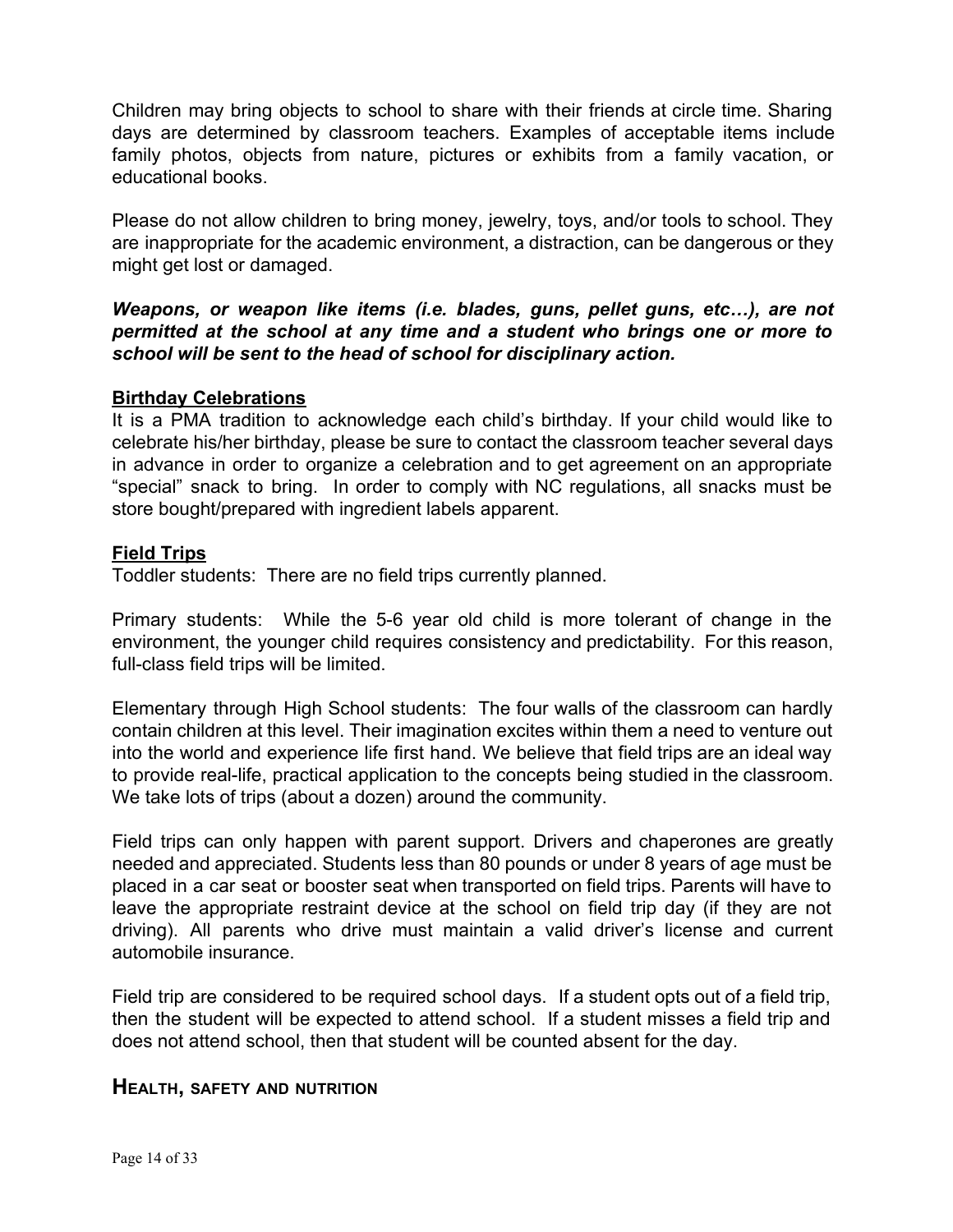Children may bring objects to school to share with their friends at circle time. Sharing days are determined by classroom teachers. Examples of acceptable items include family photos, objects from nature, pictures or exhibits from a family vacation, or educational books.

Please do not allow children to bring money, jewelry, toys, and/or tools to school. They are inappropriate for the academic environment, a distraction, can be dangerous or they might get lost or damaged.

***Weapons, or weapon like items (i.e. blades, guns, pellet guns, etc…), are not permitted at the school at any time and a student who brings one or more to school will be sent to the head of school for disciplinary action.***

### Birthday Celebrations

It is a PMA tradition to acknowledge each child's birthday. If your child would like to celebrate his/her birthday, please be sure to contact the classroom teacher several days in advance in order to organize a celebration and to get agreement on an appropriate "special" snack to bring. In order to comply with NC regulations, all snacks must be store bought/prepared with ingredient labels apparent.

### Field Trips

Toddler students: There are no field trips currently planned.

Primary students: While the 5-6 year old child is more tolerant of change in the environment, the younger child requires consistency and predictability. For this reason, full-class field trips will be limited.

Elementary through High School students: The four walls of the classroom can hardly contain children at this level. Their imagination excites within them a need to venture out into the world and experience life first hand. We believe that field trips are an ideal way to provide real-life, practical application to the concepts being studied in the classroom. We take lots of trips (about a dozen) around the community.

Field trips can only happen with parent support. Drivers and chaperones are greatly needed and appreciated. Students less than 80 pounds or under 8 years of age must be placed in a car seat or booster seat when transported on field trips. Parents will have to leave the appropriate restraint device at the school on field trip day (if they are not driving). All parents who drive must maintain a valid driver's license and current automobile insurance.

Field trip are considered to be required school days. If a student opts out of a field trip, then the student will be expected to attend school. If a student misses a field trip and does not attend school, then that student will be counted absent for the day.

## Health, safety and nutrition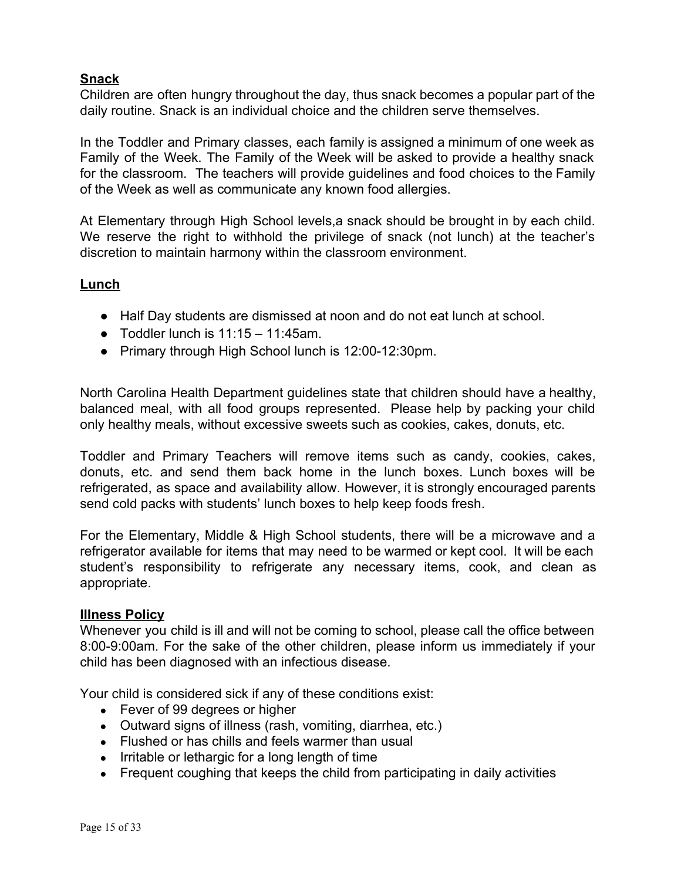## Snack

Children are often hungry throughout the day, thus snack becomes a popular part of the daily routine. Snack is an individual choice and the children serve themselves.

In the Toddler and Primary classes, each family is assigned a minimum of one week as Family of the Week. The Family of the Week will be asked to provide a healthy snack for the classroom. The teachers will provide guidelines and food choices to the Family of the Week as well as communicate any known food allergies.

At Elementary through High School levels,a snack should be brought in by each child. We reserve the right to withhold the privilege of snack (not lunch) at the teacher's discretion to maintain harmony within the classroom environment.

## Lunch

- Half Day students are dismissed at noon and do not eat lunch at school.
- Toddler lunch is 11:15 – 11:45am.
- Primary through High School lunch is 12:00-12:30pm.

North Carolina Health Department guidelines state that children should have a healthy, balanced meal, with all food groups represented. Please help by packing your child only healthy meals, without excessive sweets such as cookies, cakes, donuts, etc.

Toddler and Primary Teachers will remove items such as candy, cookies, cakes, donuts, etc. and send them back home in the lunch boxes. Lunch boxes will be refrigerated, as space and availability allow. However, it is strongly encouraged parents send cold packs with students' lunch boxes to help keep foods fresh.

For the Elementary, Middle & High School students, there will be a microwave and a refrigerator available for items that may need to be warmed or kept cool. It will be each student's responsibility to refrigerate any necessary items, cook, and clean as appropriate.

## Illness Policy

Whenever you child is ill and will not be coming to school, please call the office between 8:00-9:00am. For the sake of the other children, please inform us immediately if your child has been diagnosed with an infectious disease.

Your child is considered sick if any of these conditions exist:

- Fever of 99 degrees or higher
- Outward signs of illness (rash, vomiting, diarrhea, etc.)
- Flushed or has chills and feels warmer than usual
- Irritable or lethargic for a long length of time
- Frequent coughing that keeps the child from participating in daily activities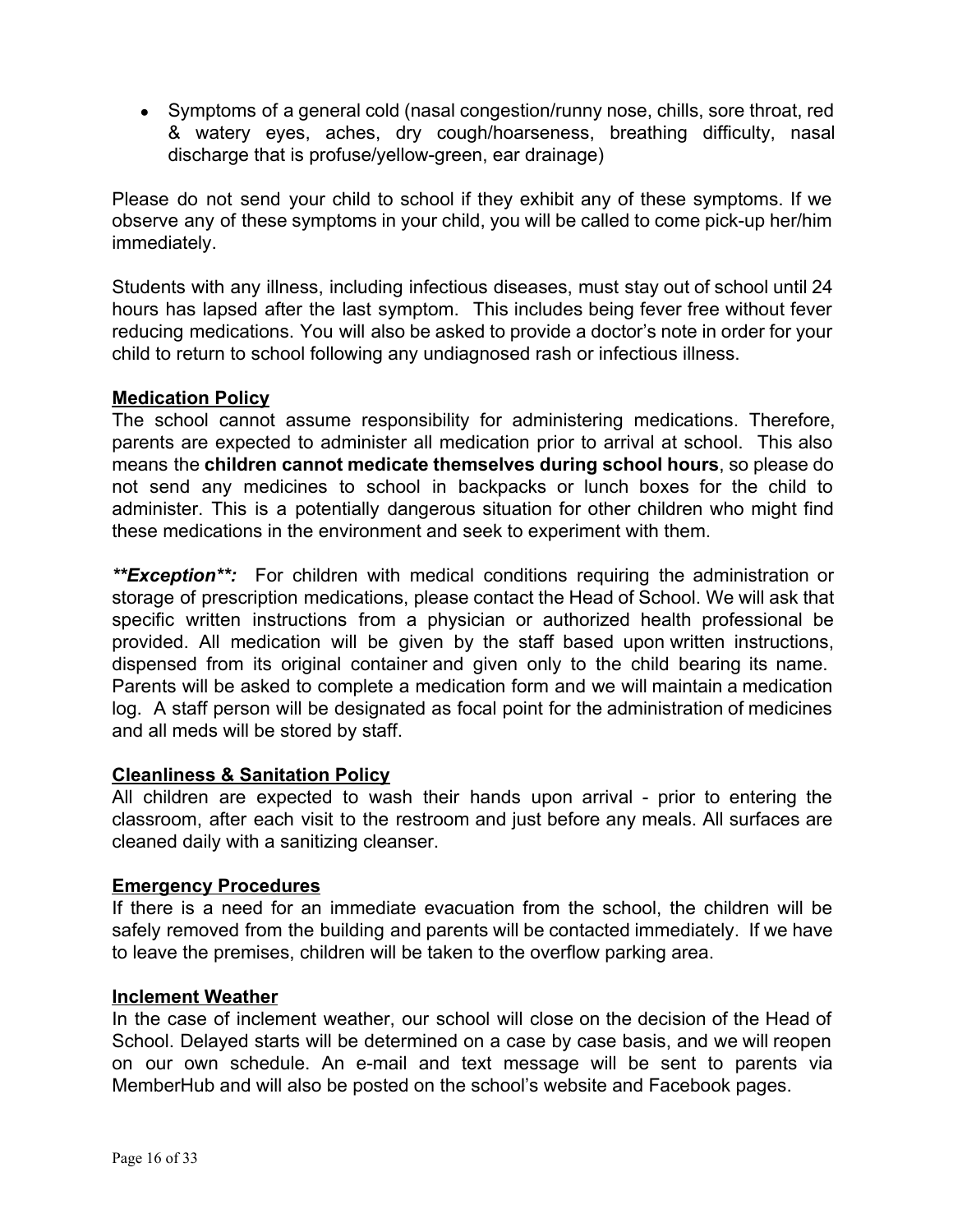- Symptoms of a general cold (nasal congestion/runny nose, chills, sore throat, red & watery eyes, aches, dry cough/hoarseness, breathing difficulty, nasal discharge that is profuse/yellow-green, ear drainage)

Please do not send your child to school if they exhibit any of these symptoms. If we observe any of these symptoms in your child, you will be called to come pick-up her/him immediately.

Students with any illness, including infectious diseases, must stay out of school until 24 hours has lapsed after the last symptom. This includes being fever free without fever reducing medications. You will also be asked to provide a doctor's note in order for your child to return to school following any undiagnosed rash or infectious illness.

## Medication Policy

The school cannot assume responsibility for administering medications. Therefore, parents are expected to administer all medication prior to arrival at school. This also means the **children cannot medicate themselves during school hours**, so please do not send any medicines to school in backpacks or lunch boxes for the child to administer. This is a potentially dangerous situation for other children who might find these medications in the environment and seek to experiment with them.

***\*\*Exception\*\*:*** For children with medical conditions requiring the administration or storage of prescription medications, please contact the Head of School. We will ask that specific written instructions from a physician or authorized health professional be provided. All medication will be given by the staff based upon written instructions, dispensed from its original container and given only to the child bearing its name. Parents will be asked to complete a medication form and we will maintain a medication log. A staff person will be designated as focal point for the administration of medicines and all meds will be stored by staff.

## Cleanliness & Sanitation Policy

All children are expected to wash their hands upon arrival - prior to entering the classroom, after each visit to the restroom and just before any meals. All surfaces are cleaned daily with a sanitizing cleanser.

## Emergency Procedures

If there is a need for an immediate evacuation from the school, the children will be safely removed from the building and parents will be contacted immediately. If we have to leave the premises, children will be taken to the overflow parking area.

## Inclement Weather

In the case of inclement weather, our school will close on the decision of the Head of School. Delayed starts will be determined on a case by case basis, and we will reopen on our own schedule. An e-mail and text message will be sent to parents via MemberHub and will also be posted on the school's website and Facebook pages.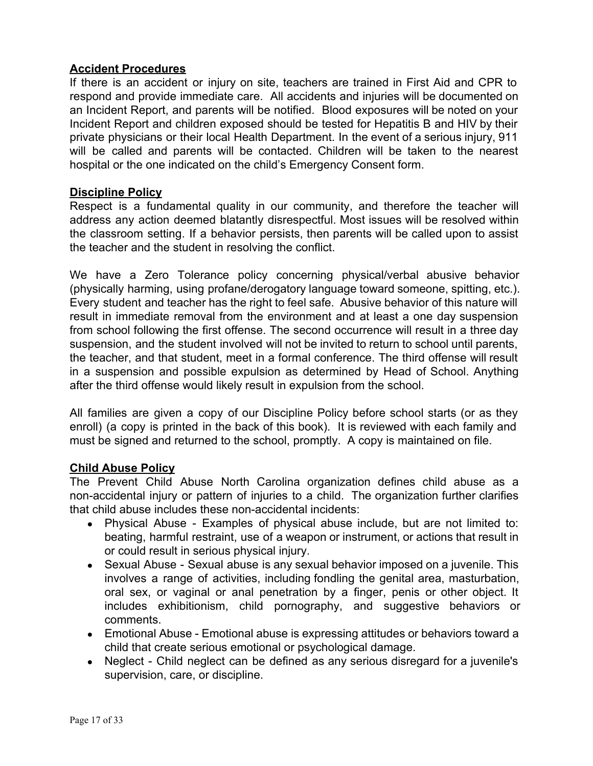## Accident Procedures

If there is an accident or injury on site, teachers are trained in First Aid and CPR to respond and provide immediate care. All accidents and injuries will be documented on an Incident Report, and parents will be notified. Blood exposures will be noted on your Incident Report and children exposed should be tested for Hepatitis B and HIV by their private physicians or their local Health Department. In the event of a serious injury, 911 will be called and parents will be contacted. Children will be taken to the nearest hospital or the one indicated on the child's Emergency Consent form.

## Discipline Policy

Respect is a fundamental quality in our community, and therefore the teacher will address any action deemed blatantly disrespectful. Most issues will be resolved within the classroom setting. If a behavior persists, then parents will be called upon to assist the teacher and the student in resolving the conflict.

We have a Zero Tolerance policy concerning physical/verbal abusive behavior (physically harming, using profane/derogatory language toward someone, spitting, etc.). Every student and teacher has the right to feel safe. Abusive behavior of this nature will result in immediate removal from the environment and at least a one day suspension from school following the first offense. The second occurrence will result in a three day suspension, and the student involved will not be invited to return to school until parents, the teacher, and that student, meet in a formal conference. The third offense will result in a suspension and possible expulsion as determined by Head of School. Anything after the third offense would likely result in expulsion from the school.

All families are given a copy of our Discipline Policy before school starts (or as they enroll) (a copy is printed in the back of this book). It is reviewed with each family and must be signed and returned to the school, promptly. A copy is maintained on file.

## Child Abuse Policy

The Prevent Child Abuse North Carolina organization defines child abuse as a non-accidental injury or pattern of injuries to a child. The organization further clarifies that child abuse includes these non-accidental incidents:

- Physical Abuse - Examples of physical abuse include, but are not limited to: beating, harmful restraint, use of a weapon or instrument, or actions that result in or could result in serious physical injury.
- Sexual Abuse - Sexual abuse is any sexual behavior imposed on a juvenile. This involves a range of activities, including fondling the genital area, masturbation, oral sex, or vaginal or anal penetration by a finger, penis or other object. It includes exhibitionism, child pornography, and suggestive behaviors or comments.
- Emotional Abuse - Emotional abuse is expressing attitudes or behaviors toward a child that create serious emotional or psychological damage.
- Neglect - Child neglect can be defined as any serious disregard for a juvenile's supervision, care, or discipline.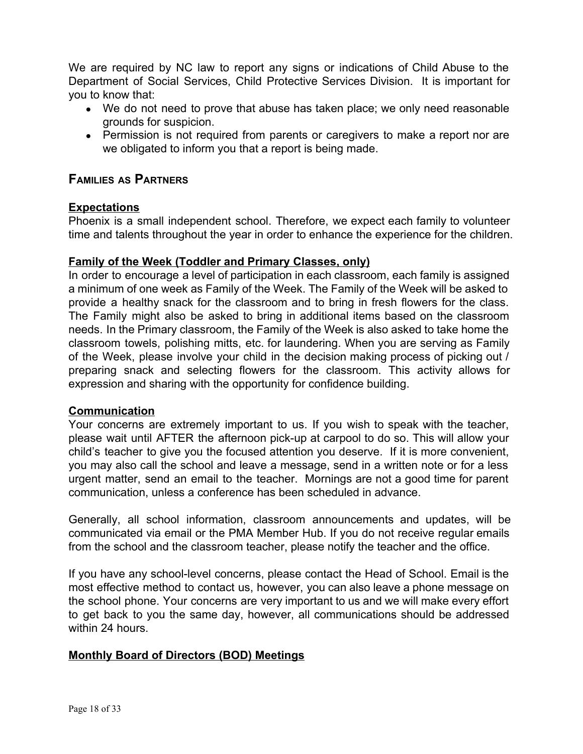We are required by NC law to report any signs or indications of Child Abuse to the Department of Social Services, Child Protective Services Division. It is important for you to know that:

- We do not need to prove that abuse has taken place; we only need reasonable grounds for suspicion.
- Permission is not required from parents or caregivers to make a report nor are we obligated to inform you that a report is being made.

## Families as Partners

### Expectations

Phoenix is a small independent school. Therefore, we expect each family to volunteer time and talents throughout the year in order to enhance the experience for the children.

### Family of the Week (Toddler and Primary Classes, only)

In order to encourage a level of participation in each classroom, each family is assigned a minimum of one week as Family of the Week. The Family of the Week will be asked to provide a healthy snack for the classroom and to bring in fresh flowers for the class. The Family might also be asked to bring in additional items based on the classroom needs. In the Primary classroom, the Family of the Week is also asked to take home the classroom towels, polishing mitts, etc. for laundering. When you are serving as Family of the Week, please involve your child in the decision making process of picking out / preparing snack and selecting flowers for the classroom. This activity allows for expression and sharing with the opportunity for confidence building.

### Communication

Your concerns are extremely important to us. If you wish to speak with the teacher, please wait until AFTER the afternoon pick-up at carpool to do so. This will allow your child's teacher to give you the focused attention you deserve. If it is more convenient, you may also call the school and leave a message, send in a written note or for a less urgent matter, send an email to the teacher. Mornings are not a good time for parent communication, unless a conference has been scheduled in advance.

Generally, all school information, classroom announcements and updates, will be communicated via email or the PMA Member Hub. If you do not receive regular emails from the school and the classroom teacher, please notify the teacher and the office.

If you have any school-level concerns, please contact the Head of School. Email is the most effective method to contact us, however, you can also leave a phone message on the school phone. Your concerns are very important to us and we will make every effort to get back to you the same day, however, all communications should be addressed within 24 hours.

### Monthly Board of Directors (BOD) Meetings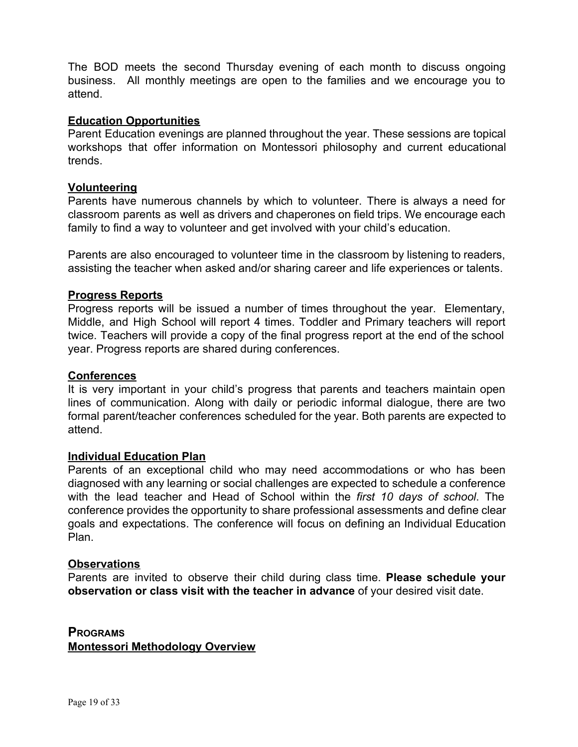The BOD meets the second Thursday evening of each month to discuss ongoing business. All monthly meetings are open to the families and we encourage you to attend.

### Education Opportunities

Parent Education evenings are planned throughout the year. These sessions are topical workshops that offer information on Montessori philosophy and current educational trends.

### Volunteering

Parents have numerous channels by which to volunteer. There is always a need for classroom parents as well as drivers and chaperones on field trips. We encourage each family to find a way to volunteer and get involved with your child's education.

Parents are also encouraged to volunteer time in the classroom by listening to readers, assisting the teacher when asked and/or sharing career and life experiences or talents.

### Progress Reports

Progress reports will be issued a number of times throughout the year. Elementary, Middle, and High School will report 4 times. Toddler and Primary teachers will report twice. Teachers will provide a copy of the final progress report at the end of the school year. Progress reports are shared during conferences.

### Conferences

It is very important in your child's progress that parents and teachers maintain open lines of communication. Along with daily or periodic informal dialogue, there are two formal parent/teacher conferences scheduled for the year. Both parents are expected to attend.

### Individual Education Plan

Parents of an exceptional child who may need accommodations or who has been diagnosed with any learning or social challenges are expected to schedule a conference with the lead teacher and Head of School within the *first 10 days of school*. The conference provides the opportunity to share professional assessments and define clear goals and expectations. The conference will focus on defining an Individual Education Plan.

### Observations

Parents are invited to observe their child during class time. **Please schedule your observation or class visit with the teacher in advance** of your desired visit date.

## PROGRAMS

### Montessori Methodology Overview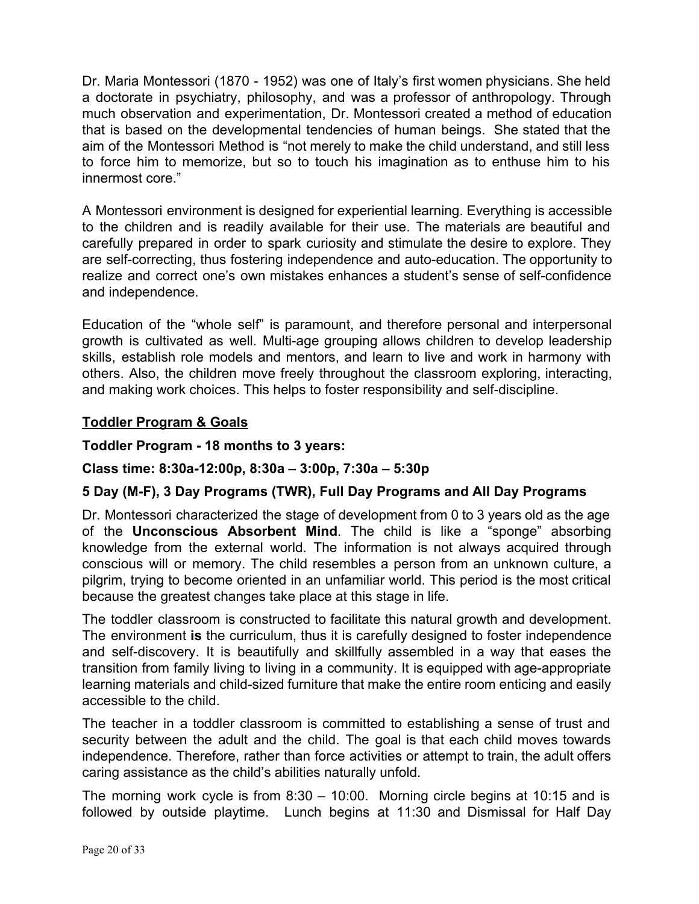Dr. Maria Montessori (1870 - 1952) was one of Italy's first women physicians. She held a doctorate in psychiatry, philosophy, and was a professor of anthropology. Through much observation and experimentation, Dr. Montessori created a method of education that is based on the developmental tendencies of human beings. She stated that the aim of the Montessori Method is "not merely to make the child understand, and still less to force him to memorize, but so to touch his imagination as to enthuse him to his innermost core."

A Montessori environment is designed for experiential learning. Everything is accessible to the children and is readily available for their use. The materials are beautiful and carefully prepared in order to spark curiosity and stimulate the desire to explore. They are self-correcting, thus fostering independence and auto-education. The opportunity to realize and correct one's own mistakes enhances a student's sense of self-confidence and independence.

Education of the "whole self" is paramount, and therefore personal and interpersonal growth is cultivated as well. Multi-age grouping allows children to develop leadership skills, establish role models and mentors, and learn to live and work in harmony with others. Also, the children move freely throughout the classroom exploring, interacting, and making work choices. This helps to foster responsibility and self-discipline.

## <u>Toddler Program & Goals</u>

**Toddler Program - 18 months to 3 years:**

**Class time: 8:30a-12:00p, 8:30a – 3:00p, 7:30a – 5:30p**

**5 Day (M-F), 3 Day Programs (TWR), Full Day Programs and All Day Programs**

Dr. Montessori characterized the stage of development from 0 to 3 years old as the age of the **Unconscious Absorbent Mind**. The child is like a "sponge" absorbing knowledge from the external world. The information is not always acquired through conscious will or memory. The child resembles a person from an unknown culture, a pilgrim, trying to become oriented in an unfamiliar world. This period is the most critical because the greatest changes take place at this stage in life.

The toddler classroom is constructed to facilitate this natural growth and development. The environment **is** the curriculum, thus it is carefully designed to foster independence and self-discovery. It is beautifully and skillfully assembled in a way that eases the transition from family living to living in a community. It is equipped with age-appropriate learning materials and child-sized furniture that make the entire room enticing and easily accessible to the child.

The teacher in a toddler classroom is committed to establishing a sense of trust and security between the adult and the child. The goal is that each child moves towards independence. Therefore, rather than force activities or attempt to train, the adult offers caring assistance as the child's abilities naturally unfold.

The morning work cycle is from 8:30 – 10:00. Morning circle begins at 10:15 and is followed by outside playtime. Lunch begins at 11:30 and Dismissal for Half Day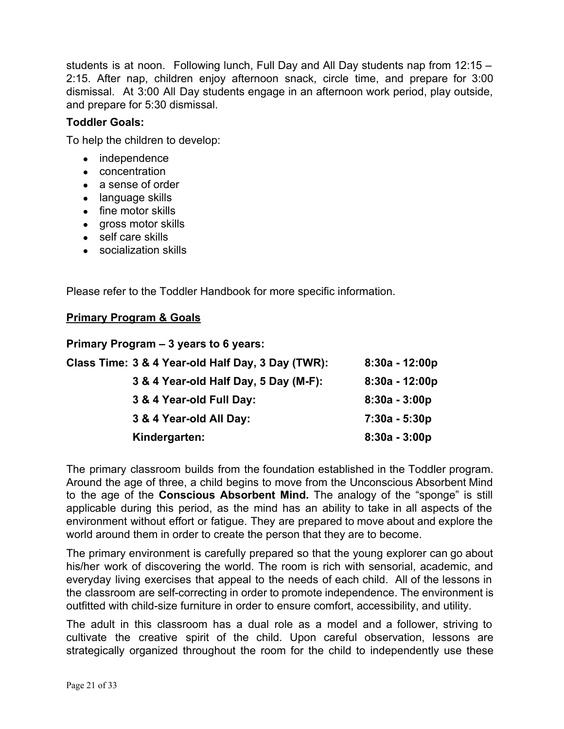students is at noon. Following lunch, Full Day and All Day students nap from 12:15 – 2:15. After nap, children enjoy afternoon snack, circle time, and prepare for 3:00 dismissal. At 3:00 All Day students engage in an afternoon work period, play outside, and prepare for 5:30 dismissal.

**Toddler Goals:**

To help the children to develop:

- independence
- concentration
- a sense of order
- language skills
- fine motor skills
- gross motor skills
- self care skills
- socialization skills

Please refer to the Toddler Handbook for more specific information.

## Primary Program & Goals

**Primary Program – 3 years to 6 years:**

| | | |
|---|---|---|
| **Class Time:** | **3 & 4 Year-old Half Day, 3 Day (TWR):** | **8:30a - 12:00p** |
| | **3 & 4 Year-old Half Day, 5 Day (M-F):** | **8:30a - 12:00p** |
| | **3 & 4 Year-old Full Day:** | **8:30a - 3:00p** |
| | **3 & 4 Year-old All Day:** | **7:30a - 5:30p** |
| | **Kindergarten:** | **8:30a - 3:00p** |

The primary classroom builds from the foundation established in the Toddler program. Around the age of three, a child begins to move from the Unconscious Absorbent Mind to the age of the **Conscious Absorbent Mind.** The analogy of the "sponge" is still applicable during this period, as the mind has an ability to take in all aspects of the environment without effort or fatigue. They are prepared to move about and explore the world around them in order to create the person that they are to become.

The primary environment is carefully prepared so that the young explorer can go about his/her work of discovering the world. The room is rich with sensorial, academic, and everyday living exercises that appeal to the needs of each child. All of the lessons in the classroom are self-correcting in order to promote independence. The environment is outfitted with child-size furniture in order to ensure comfort, accessibility, and utility.

The adult in this classroom has a dual role as a model and a follower, striving to cultivate the creative spirit of the child. Upon careful observation, lessons are strategically organized throughout the room for the child to independently use these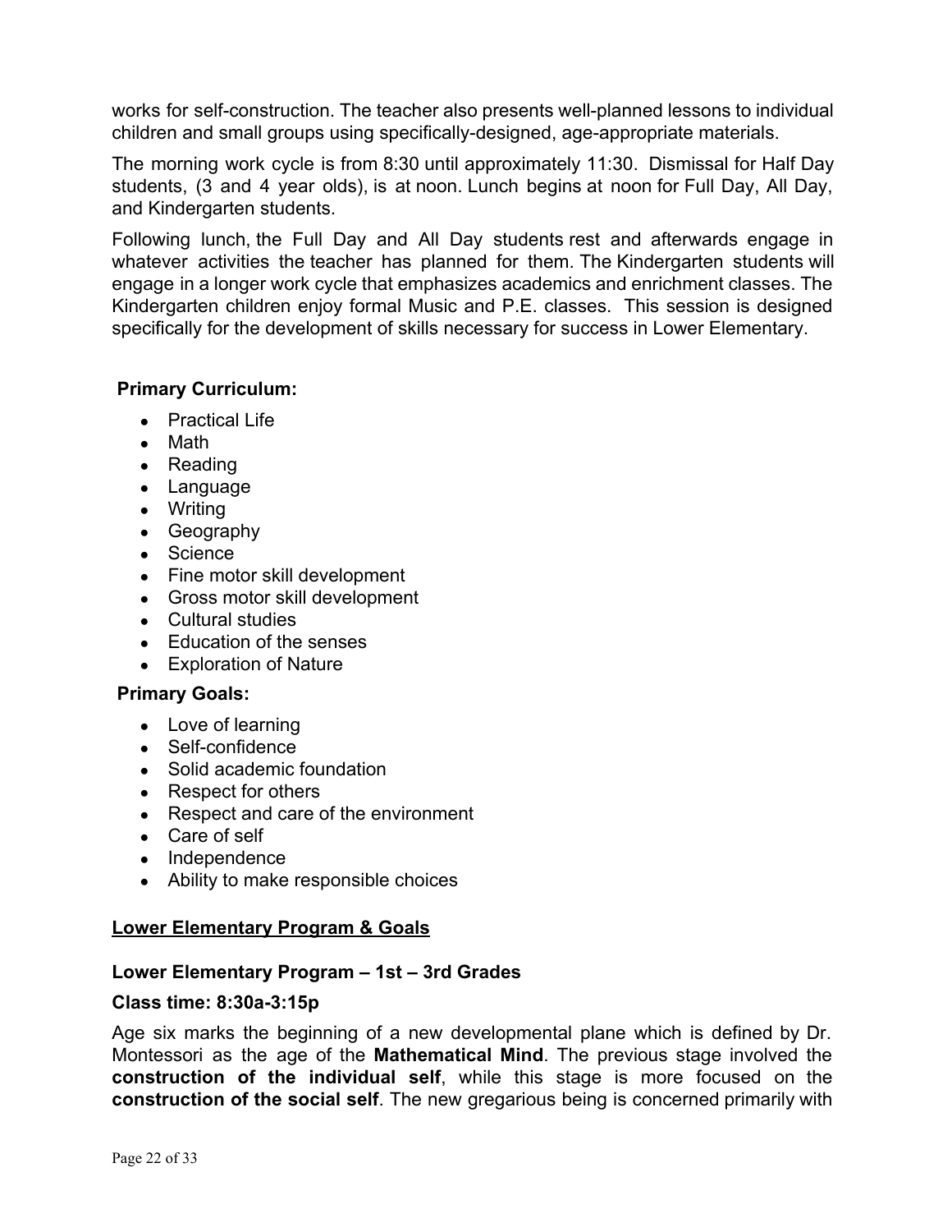works for self-construction. The teacher also presents well-planned lessons to individual children and small groups using specifically-designed, age-appropriate materials.

The morning work cycle is from 8:30 until approximately 11:30. Dismissal for Half Day students, (3 and 4 year olds), is at noon. Lunch begins at noon for Full Day, All Day, and Kindergarten students.

Following lunch, the Full Day and All Day students rest and afterwards engage in whatever activities the teacher has planned for them. The Kindergarten students will engage in a longer work cycle that emphasizes academics and enrichment classes. The Kindergarten children enjoy formal Music and P.E. classes. This session is designed specifically for the development of skills necessary for success in Lower Elementary.

**Primary Curriculum:**

- Practical Life
- Math
- Reading
- Language
- Writing
- Geography
- Science
- Fine motor skill development
- Gross motor skill development
- Cultural studies
- Education of the senses
- Exploration of Nature

**Primary Goals:**

- Love of learning
- Self-confidence
- Solid academic foundation
- Respect for others
- Respect and care of the environment
- Care of self
- Independence
- Ability to make responsible choices

## Lower Elementary Program & Goals

### Lower Elementary Program – 1st – 3rd Grades

**Class time: 8:30a-3:15p**

Age six marks the beginning of a new developmental plane which is defined by Dr. Montessori as the age of the **Mathematical Mind**. The previous stage involved the **construction of the individual self**, while this stage is more focused on the **construction of the social self**. The new gregarious being is concerned primarily with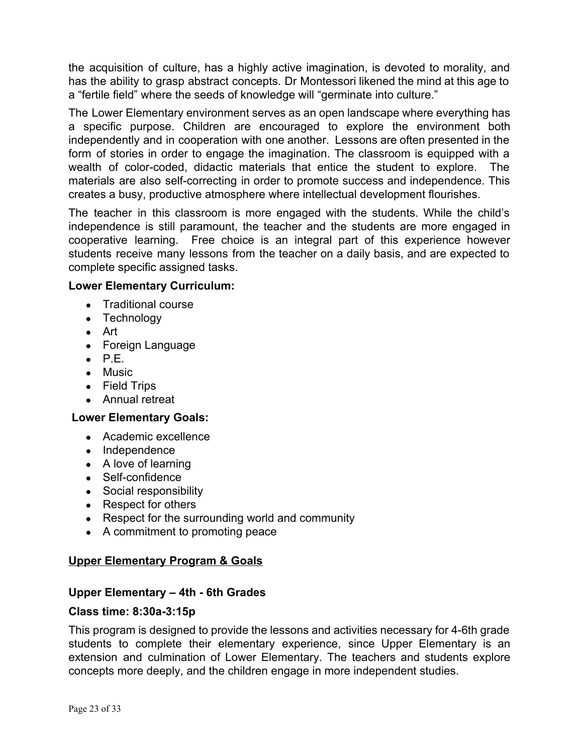the acquisition of culture, has a highly active imagination, is devoted to morality, and has the ability to grasp abstract concepts. Dr Montessori likened the mind at this age to a "fertile field" where the seeds of knowledge will "germinate into culture."

The Lower Elementary environment serves as an open landscape where everything has a specific purpose. Children are encouraged to explore the environment both independently and in cooperation with one another. Lessons are often presented in the form of stories in order to engage the imagination. The classroom is equipped with a wealth of color-coded, didactic materials that entice the student to explore. The materials are also self-correcting in order to promote success and independence. This creates a busy, productive atmosphere where intellectual development flourishes.

The teacher in this classroom is more engaged with the students. While the child's independence is still paramount, the teacher and the students are more engaged in cooperative learning. Free choice is an integral part of this experience however students receive many lessons from the teacher on a daily basis, and are expected to complete specific assigned tasks.

**Lower Elementary Curriculum:**

- Traditional course
- Technology
- Art
- Foreign Language
- P.E.
- Music
- Field Trips
- Annual retreat

**Lower Elementary Goals:**

- Academic excellence
- Independence
- A love of learning
- Self-confidence
- Social responsibility
- Respect for others
- Respect for the surrounding world and community
- A commitment to promoting peace

## Upper Elementary Program & Goals

### Upper Elementary – 4th - 6th Grades

**Class time: 8:30a-3:15p**

This program is designed to provide the lessons and activities necessary for 4-6th grade students to complete their elementary experience, since Upper Elementary is an extension and culmination of Lower Elementary. The teachers and students explore concepts more deeply, and the children engage in more independent studies.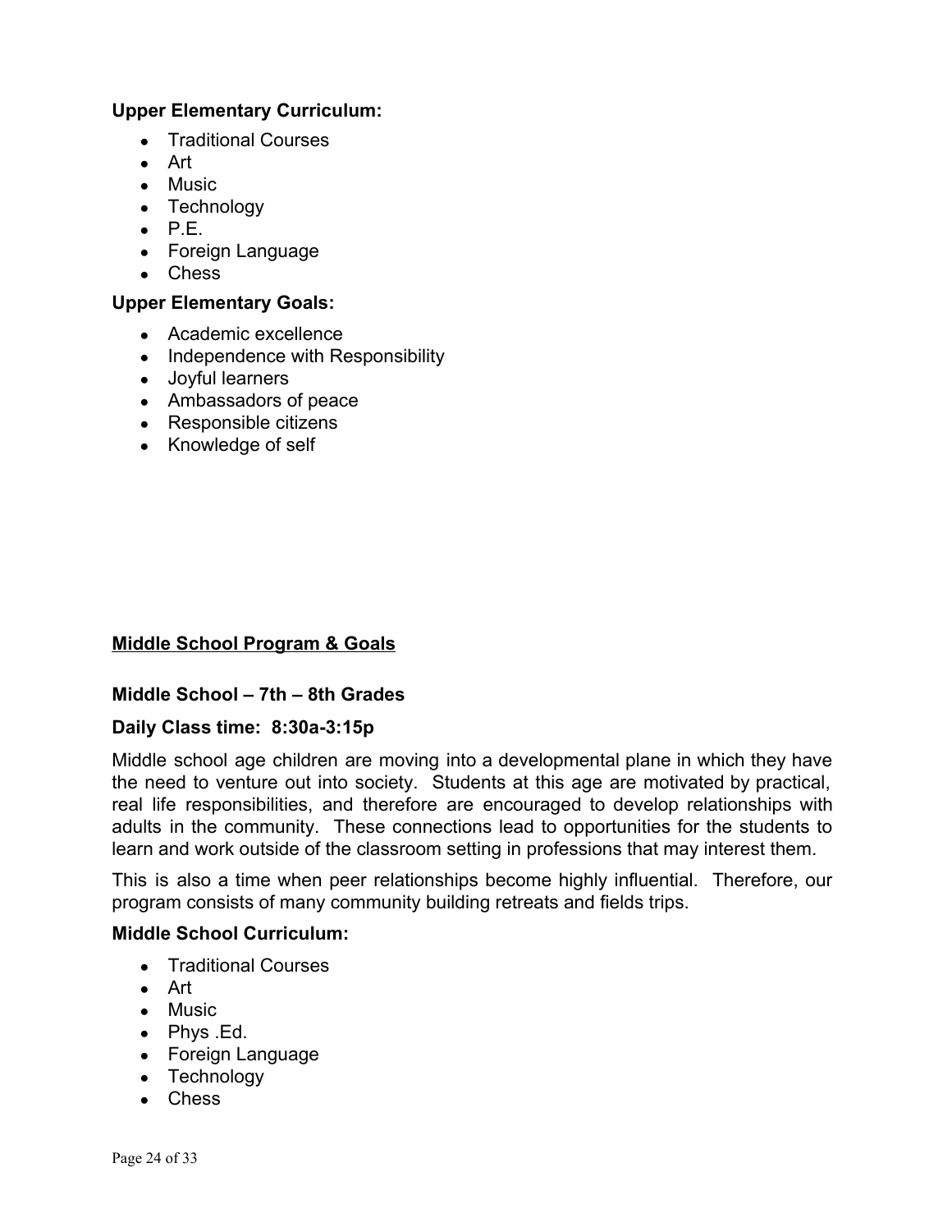**Upper Elementary Curriculum:**

- Traditional Courses
- Art
- Music
- Technology
- P.E.
- Foreign Language
- Chess

**Upper Elementary Goals:**

- Academic excellence
- Independence with Responsibility
- Joyful learners
- Ambassadors of peace
- Responsible citizens
- Knowledge of self

## <u>Middle School Program & Goals</u>

**Middle School – 7th – 8th Grades**

**Daily Class time: 8:30a-3:15p**

Middle school age children are moving into a developmental plane in which they have the need to venture out into society. Students at this age are motivated by practical, real life responsibilities, and therefore are encouraged to develop relationships with adults in the community. These connections lead to opportunities for the students to learn and work outside of the classroom setting in professions that may interest them.

This is also a time when peer relationships become highly influential. Therefore, our program consists of many community building retreats and fields trips.

**Middle School Curriculum:**

- Traditional Courses
- Art
- Music
- Phys .Ed.
- Foreign Language
- Technology
- Chess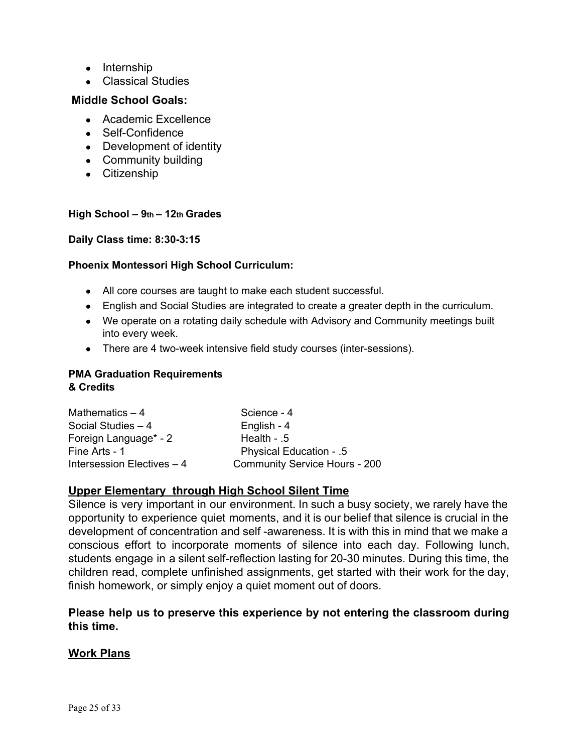- Internship
- Classical Studies

### Middle School Goals:

- Academic Excellence
- Self-Confidence
- Development of identity
- Community building
- Citizenship

**High School – 9th – 12th Grades**

**Daily Class time: 8:30-3:15**

**Phoenix Montessori High School Curriculum:**

- All core courses are taught to make each student successful.
- English and Social Studies are integrated to create a greater depth in the curriculum.
- We operate on a rotating daily schedule with Advisory and Community meetings built into every week.
- There are 4 two-week intensive field study courses (inter-sessions).

**PMA Graduation Requirements & Credits**

| | |
|---|---|
| Mathematics – 4 | Science - 4 |
| Social Studies – 4 | English - 4 |
| Foreign Language* - 2 | Health - .5 |
| Fine Arts - 1 | Physical Education - .5 |
| Intersession Electives – 4 | Community Service Hours - 200 |

## Upper Elementary through High School Silent Time

Silence is very important in our environment. In such a busy society, we rarely have the opportunity to experience quiet moments, and it is our belief that silence is crucial in the development of concentration and self -awareness. It is with this in mind that we make a conscious effort to incorporate moments of silence into each day. Following lunch, students engage in a silent self-reflection lasting for 20-30 minutes. During this time, the children read, complete unfinished assignments, get started with their work for the day, finish homework, or simply enjoy a quiet moment out of doors.

**Please help us to preserve this experience by not entering the classroom during this time.**

## Work Plans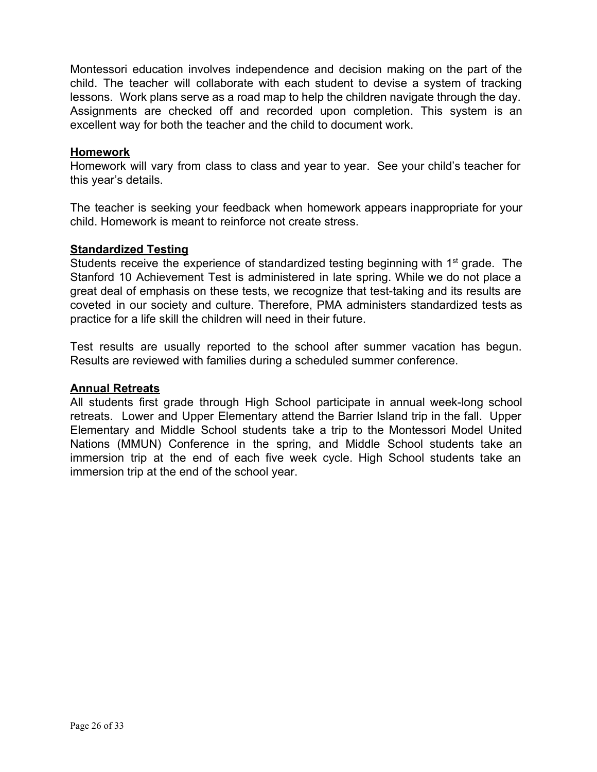Montessori education involves independence and decision making on the part of the child. The teacher will collaborate with each student to devise a system of tracking lessons. Work plans serve as a road map to help the children navigate through the day. Assignments are checked off and recorded upon completion. This system is an excellent way for both the teacher and the child to document work.

### **Homework**

Homework will vary from class to class and year to year. See your child's teacher for this year's details.

The teacher is seeking your feedback when homework appears inappropriate for your child. Homework is meant to reinforce not create stress.

### **Standardized Testing**

Students receive the experience of standardized testing beginning with 1st grade. The Stanford 10 Achievement Test is administered in late spring. While we do not place a great deal of emphasis on these tests, we recognize that test-taking and its results are coveted in our society and culture. Therefore, PMA administers standardized tests as practice for a life skill the children will need in their future.

Test results are usually reported to the school after summer vacation has begun. Results are reviewed with families during a scheduled summer conference.

### **Annual Retreats**

All students first grade through High School participate in annual week-long school retreats. Lower and Upper Elementary attend the Barrier Island trip in the fall. Upper Elementary and Middle School students take a trip to the Montessori Model United Nations (MMUN) Conference in the spring, and Middle School students take an immersion trip at the end of each five week cycle. High School students take an immersion trip at the end of the school year.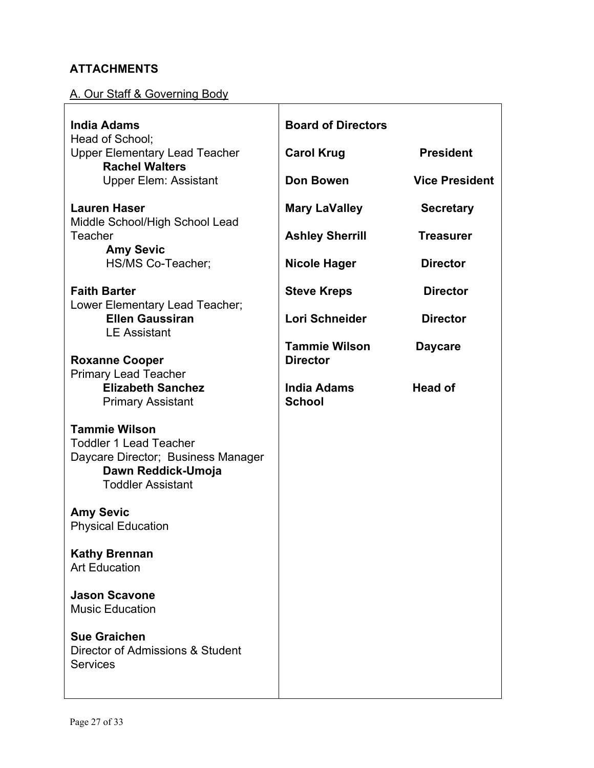## ATTACHMENTS

A. Our Staff & Governing Body

**India Adams**
Head of School;
Upper Elementary Lead Teacher
**Rachel Walters**
Upper Elem: Assistant

**Lauren Haser**
Middle School/High School Lead Teacher
**Amy Sevic**
HS/MS Co-Teacher;

**Faith Barter**
Lower Elementary Lead Teacher;
**Ellen Gaussiran**
LE Assistant

**Roxanne Cooper**
Primary Lead Teacher
**Elizabeth Sanchez**
Primary Assistant

**Tammie Wilson**
Toddler 1 Lead Teacher
Daycare Director; Business Manager
**Dawn Reddick-Umoja**
Toddler Assistant

**Amy Sevic**
Physical Education

**Kathy Brennan**
Art Education

**Jason Scavone**
Music Education

**Sue Graichen**
Director of Admissions & Student Services

**Board of Directors**

| Name | Position |
|---|---|
| **Carol Krug** | **President** |
| **Don Bowen** | **Vice President** |
| **Mary LaValley** | **Secretary** |
| **Ashley Sherrill** | **Treasurer** |
| **Nicole Hager** | **Director** |
| **Steve Kreps** | **Director** |
| **Lori Schneider** | **Director** |
| **Tammie Wilson** | **Daycare Director** |
| **India Adams** | **Head of School** |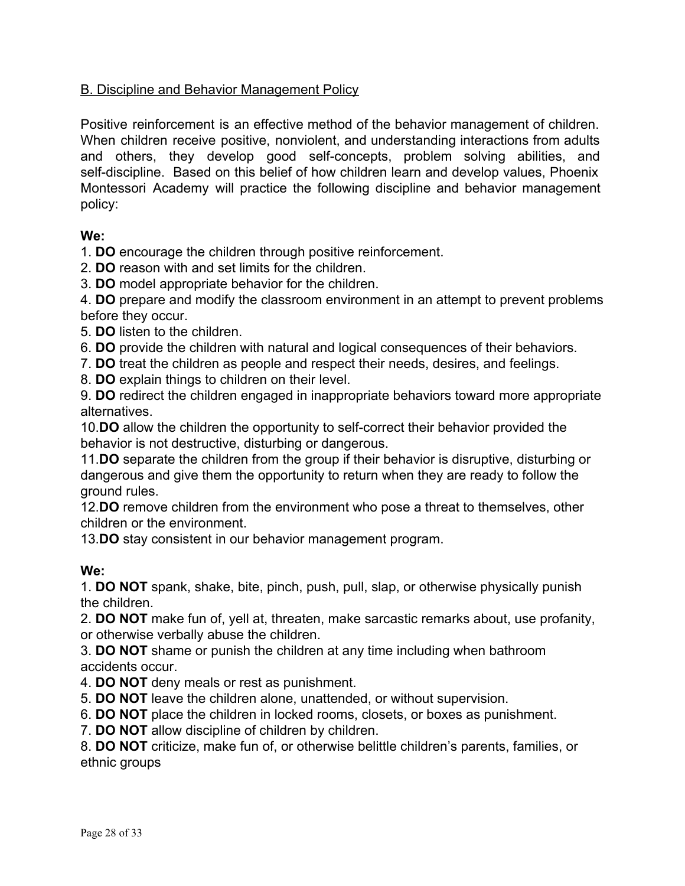B. Discipline and Behavior Management Policy

Positive reinforcement is an effective method of the behavior management of children. When children receive positive, nonviolent, and understanding interactions from adults and others, they develop good self-concepts, problem solving abilities, and self-discipline. Based on this belief of how children learn and develop values, Phoenix Montessori Academy will practice the following discipline and behavior management policy:

**We:**

1. **DO** encourage the children through positive reinforcement.
2. **DO** reason with and set limits for the children.
3. **DO** model appropriate behavior for the children.
4. **DO** prepare and modify the classroom environment in an attempt to prevent problems before they occur.
5. **DO** listen to the children.
6. **DO** provide the children with natural and logical consequences of their behaviors.
7. **DO** treat the children as people and respect their needs, desires, and feelings.
8. **DO** explain things to children on their level.
9. **DO** redirect the children engaged in inappropriate behaviors toward more appropriate alternatives.
10. **DO** allow the children the opportunity to self-correct their behavior provided the behavior is not destructive, disturbing or dangerous.
11. **DO** separate the children from the group if their behavior is disruptive, disturbing or dangerous and give them the opportunity to return when they are ready to follow the ground rules.
12. **DO** remove children from the environment who pose a threat to themselves, other children or the environment.
13. **DO** stay consistent in our behavior management program.

**We:**

1. **DO NOT** spank, shake, bite, pinch, push, pull, slap, or otherwise physically punish the children.
2. **DO NOT** make fun of, yell at, threaten, make sarcastic remarks about, use profanity, or otherwise verbally abuse the children.
3. **DO NOT** shame or punish the children at any time including when bathroom accidents occur.
4. **DO NOT** deny meals or rest as punishment.
5. **DO NOT** leave the children alone, unattended, or without supervision.
6. **DO NOT** place the children in locked rooms, closets, or boxes as punishment.
7. **DO NOT** allow discipline of children by children.
8. **DO NOT** criticize, make fun of, or otherwise belittle children's parents, families, or ethnic groups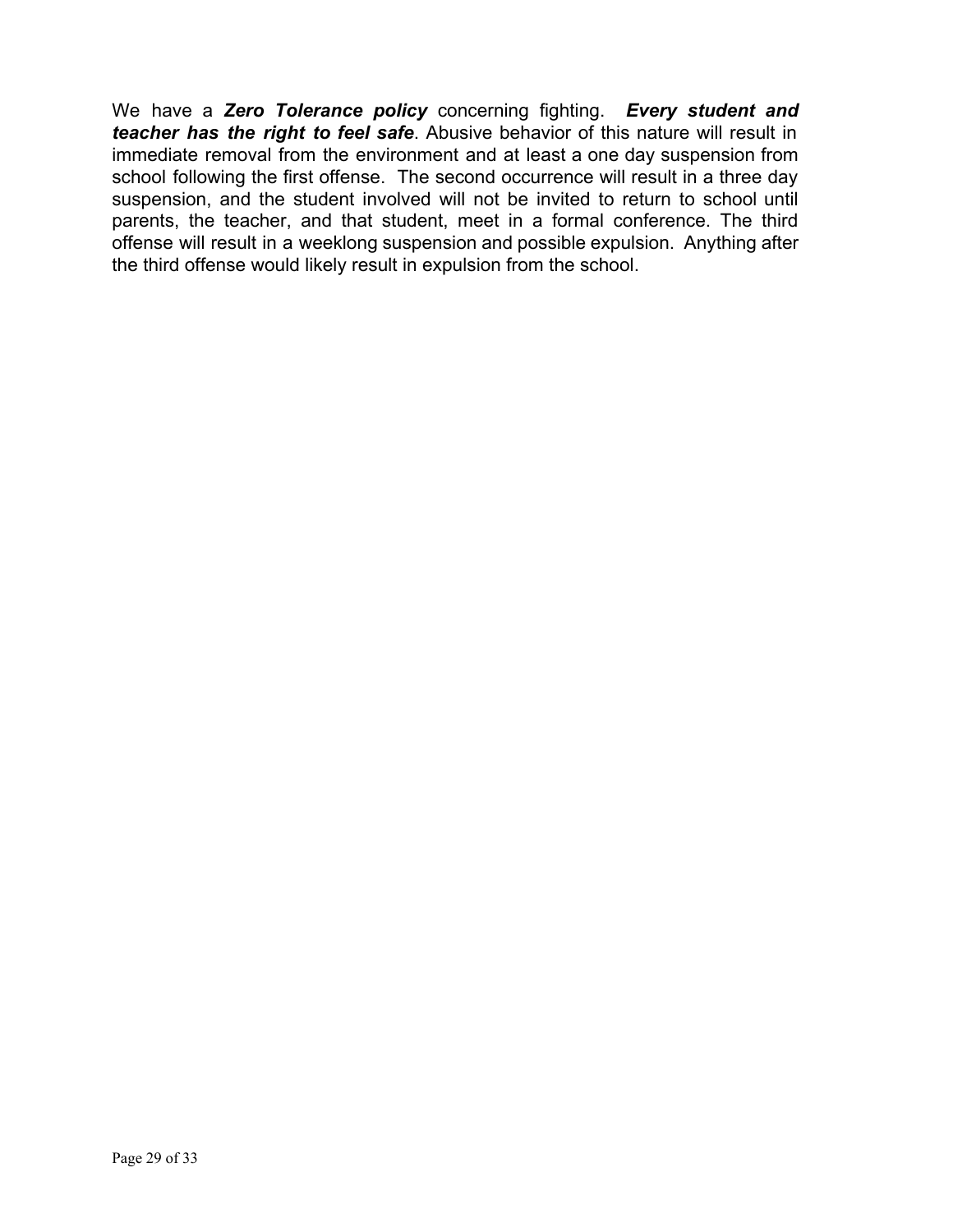We have a ***Zero Tolerance policy*** concerning fighting. ***Every student and teacher has the right to feel safe***. Abusive behavior of this nature will result in immediate removal from the environment and at least a one day suspension from school following the first offense. The second occurrence will result in a three day suspension, and the student involved will not be invited to return to school until parents, the teacher, and that student, meet in a formal conference. The third offense will result in a weeklong suspension and possible expulsion. Anything after the third offense would likely result in expulsion from the school.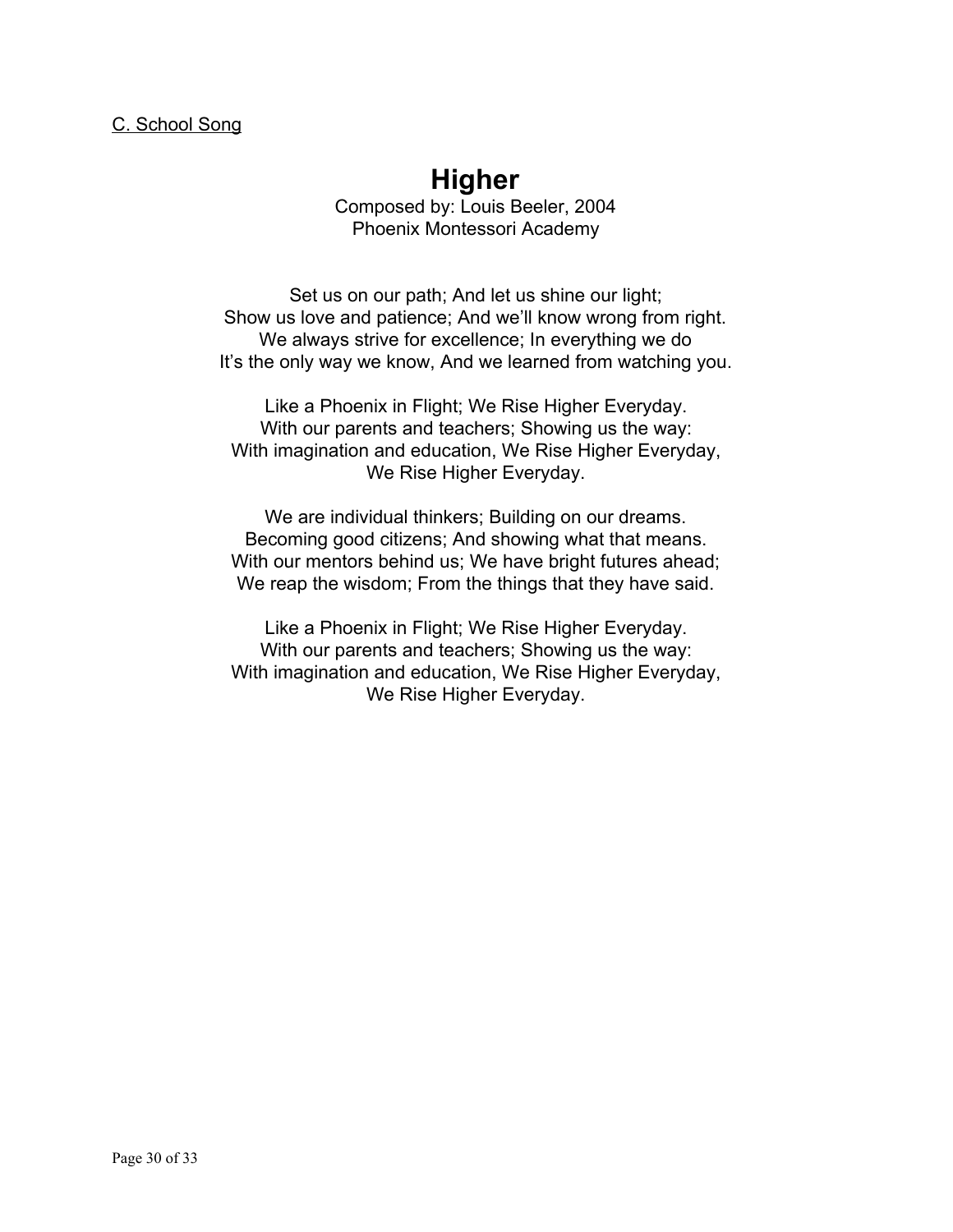C. School Song

# Higher

Composed by: Louis Beeler, 2004
Phoenix Montessori Academy

Set us on our path; And let us shine our light;
Show us love and patience; And we'll know wrong from right.
We always strive for excellence; In everything we do
It's the only way we know, And we learned from watching you.

Like a Phoenix in Flight; We Rise Higher Everyday.
With our parents and teachers; Showing us the way:
With imagination and education, We Rise Higher Everyday,
We Rise Higher Everyday.

We are individual thinkers; Building on our dreams.
Becoming good citizens; And showing what that means.
With our mentors behind us; We have bright futures ahead;
We reap the wisdom; From the things that they have said.

Like a Phoenix in Flight; We Rise Higher Everyday.
With our parents and teachers; Showing us the way:
With imagination and education, We Rise Higher Everyday,
We Rise Higher Everyday.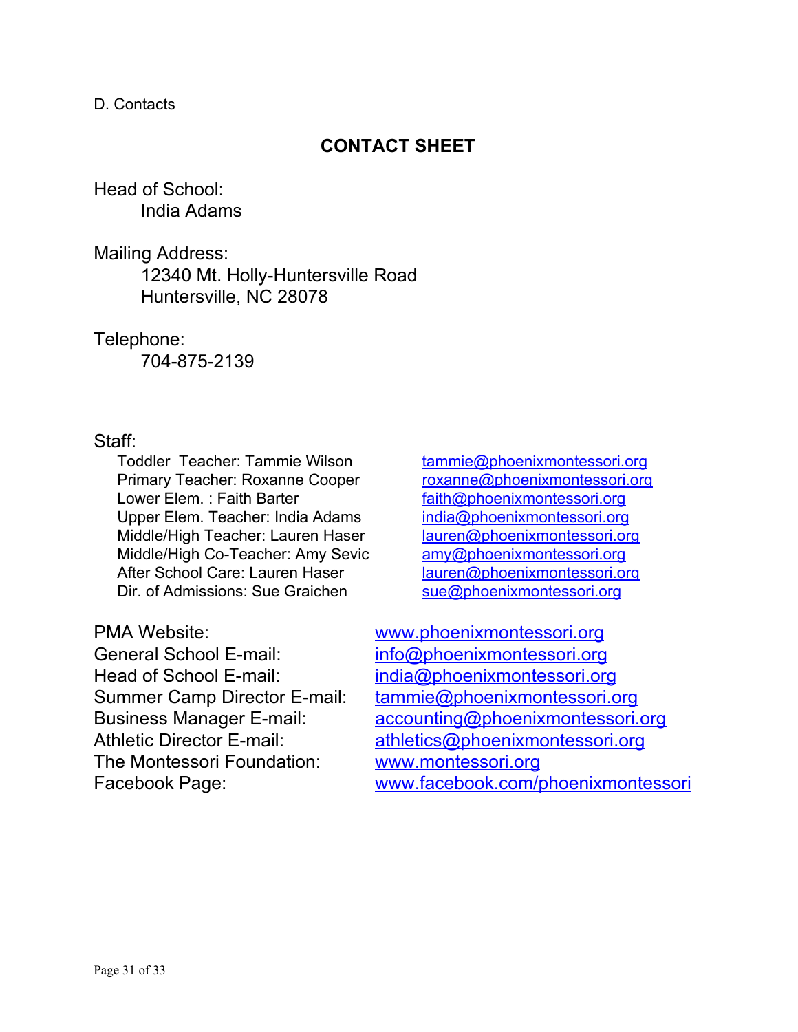D. Contacts

# CONTACT SHEET

Head of School:
India Adams

Mailing Address:
12340 Mt. Holly-Huntersville Road
Huntersville, NC 28078

Telephone:
704-875-2139

Staff:

| | |
|---|---|
| Toddler Teacher: Tammie Wilson | tammie@phoenixmontessori.org |
| Primary Teacher: Roxanne Cooper | roxanne@phoenixmontessori.org |
| Lower Elem. : Faith Barter | faith@phoenixmontessori.org |
| Upper Elem. Teacher: India Adams | india@phoenixmontessori.org |
| Middle/High Teacher: Lauren Haser | lauren@phoenixmontessori.org |
| Middle/High Co-Teacher: Amy Sevic | amy@phoenixmontessori.org |
| After School Care: Lauren Haser | lauren@phoenixmontessori.org |
| Dir. of Admissions: Sue Graichen | sue@phoenixmontessori.org |

| | |
|---|---|
| PMA Website: | www.phoenixmontessori.org |
| General School E-mail: | info@phoenixmontessori.org |
| Head of School E-mail: | india@phoenixmontessori.org |
| Summer Camp Director E-mail: | tammie@phoenixmontessori.org |
| Business Manager E-mail: | accounting@phoenixmontessori.org |
| Athletic Director E-mail: | athletics@phoenixmontessori.org |
| The Montessori Foundation: | www.montessori.org |
| Facebook Page: | www.facebook.com/phoenixmontessori |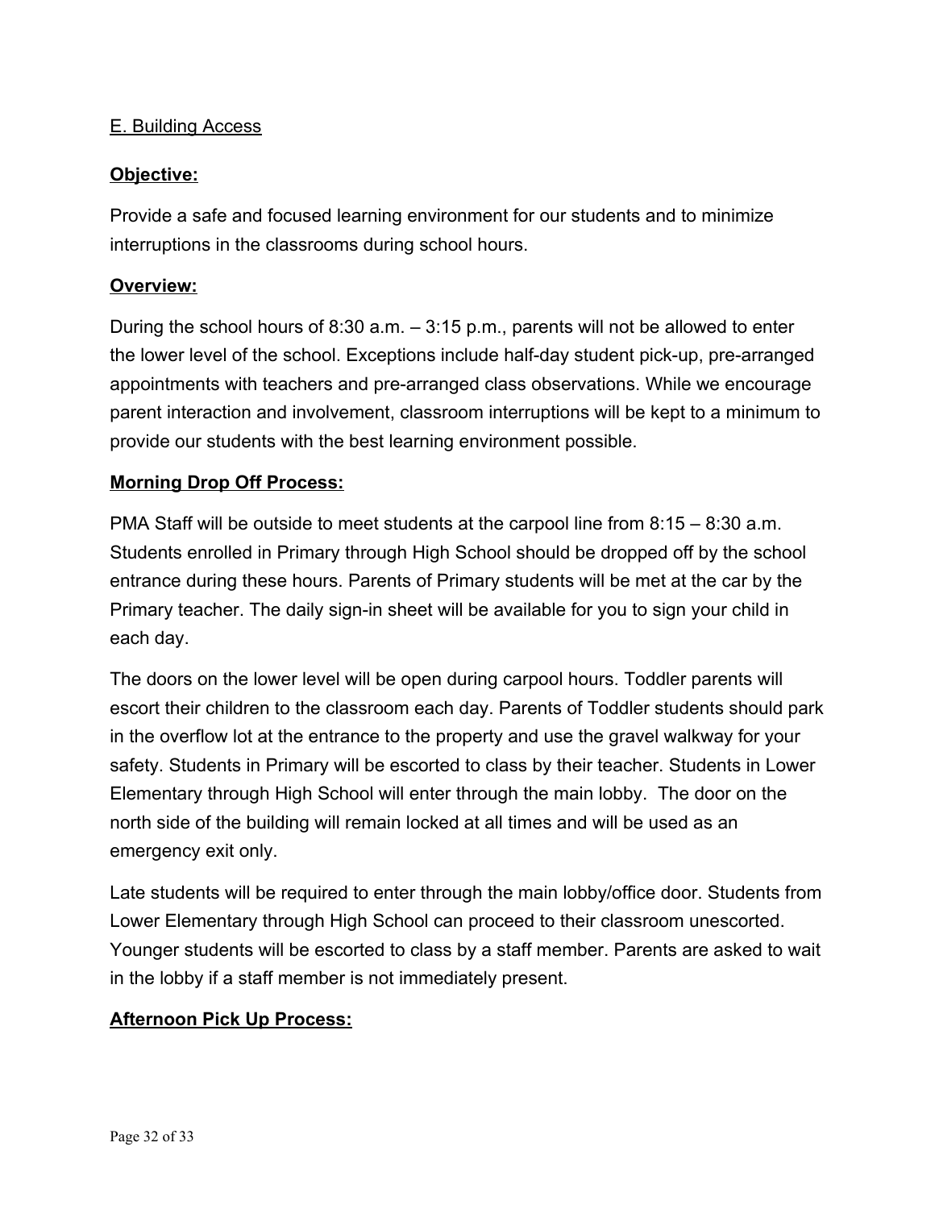## E. Building Access

**Objective:**

Provide a safe and focused learning environment for our students and to minimize interruptions in the classrooms during school hours.

**Overview:**

During the school hours of 8:30 a.m. – 3:15 p.m., parents will not be allowed to enter the lower level of the school. Exceptions include half-day student pick-up, pre-arranged appointments with teachers and pre-arranged class observations. While we encourage parent interaction and involvement, classroom interruptions will be kept to a minimum to provide our students with the best learning environment possible.

**Morning Drop Off Process:**

PMA Staff will be outside to meet students at the carpool line from 8:15 – 8:30 a.m. Students enrolled in Primary through High School should be dropped off by the school entrance during these hours. Parents of Primary students will be met at the car by the Primary teacher. The daily sign-in sheet will be available for you to sign your child in each day.

The doors on the lower level will be open during carpool hours. Toddler parents will escort their children to the classroom each day. Parents of Toddler students should park in the overflow lot at the entrance to the property and use the gravel walkway for your safety. Students in Primary will be escorted to class by their teacher. Students in Lower Elementary through High School will enter through the main lobby. The door on the north side of the building will remain locked at all times and will be used as an emergency exit only.

Late students will be required to enter through the main lobby/office door. Students from Lower Elementary through High School can proceed to their classroom unescorted. Younger students will be escorted to class by a staff member. Parents are asked to wait in the lobby if a staff member is not immediately present.

**Afternoon Pick Up Process:**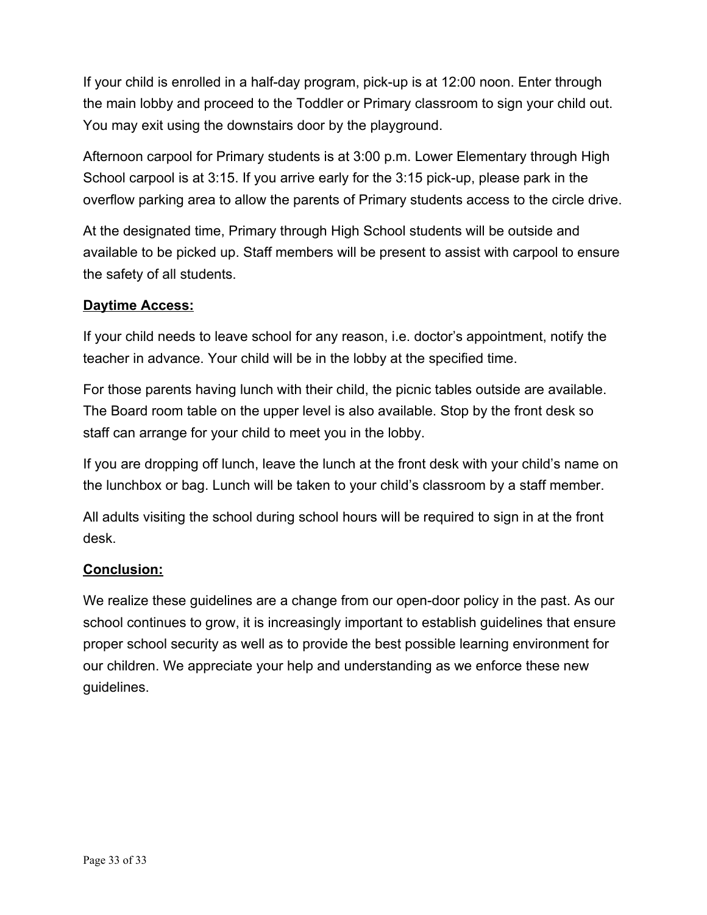If your child is enrolled in a half-day program, pick-up is at 12:00 noon. Enter through the main lobby and proceed to the Toddler or Primary classroom to sign your child out. You may exit using the downstairs door by the playground.

Afternoon carpool for Primary students is at 3:00 p.m. Lower Elementary through High School carpool is at 3:15. If you arrive early for the 3:15 pick-up, please park in the overflow parking area to allow the parents of Primary students access to the circle drive.

At the designated time, Primary through High School students will be outside and available to be picked up. Staff members will be present to assist with carpool to ensure the safety of all students.

**Daytime Access:**

If your child needs to leave school for any reason, i.e. doctor's appointment, notify the teacher in advance. Your child will be in the lobby at the specified time.

For those parents having lunch with their child, the picnic tables outside are available. The Board room table on the upper level is also available. Stop by the front desk so staff can arrange for your child to meet you in the lobby.

If you are dropping off lunch, leave the lunch at the front desk with your child's name on the lunchbox or bag. Lunch will be taken to your child's classroom by a staff member.

All adults visiting the school during school hours will be required to sign in at the front desk.

**Conclusion:**

We realize these guidelines are a change from our open-door policy in the past. As our school continues to grow, it is increasingly important to establish guidelines that ensure proper school security as well as to provide the best possible learning environment for our children. We appreciate your help and understanding as we enforce these new guidelines.